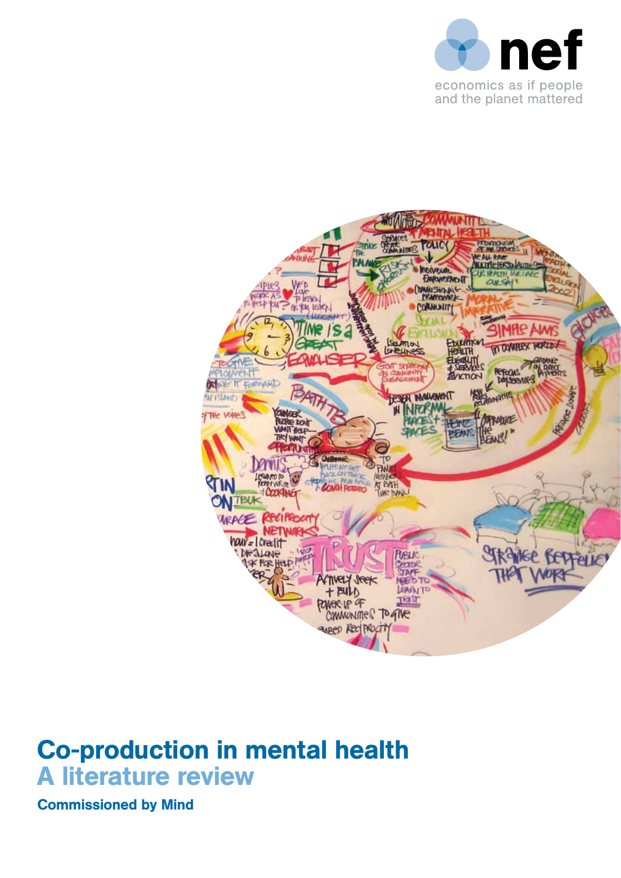nef

economics as if people and the planet mattered

# Co-production in mental health

## A literature review

**Commissioned by Mind**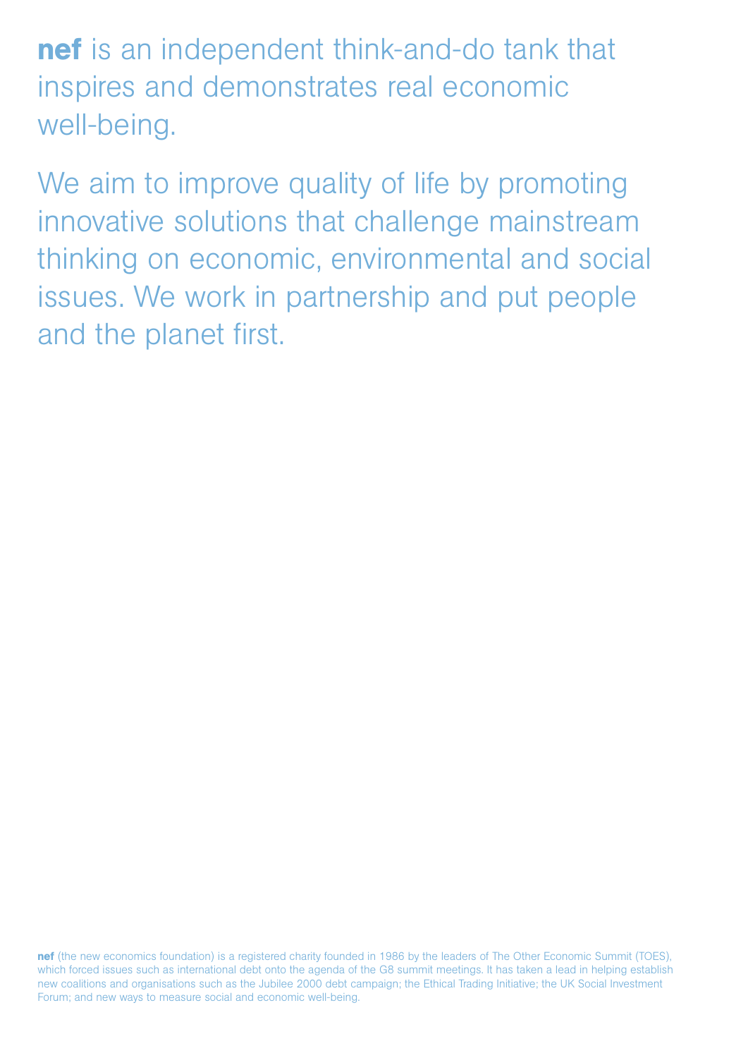**nef** is an independent think-and-do tank that inspires and demonstrates real economic well-being.

We aim to improve quality of life by promoting innovative solutions that challenge mainstream thinking on economic, environmental and social issues. We work in partnership and put people and the planet first.

**nef** (the new economics foundation) is a registered charity founded in 1986 by the leaders of The Other Economic Summit (TOES), which forced issues such as international debt onto the agenda of the G8 summit meetings. It has taken a lead in helping establish new coalitions and organisations such as the Jubilee 2000 debt campaign; the Ethical Trading Initiative; the UK Social Investment Forum; and new ways to measure social and economic well-being.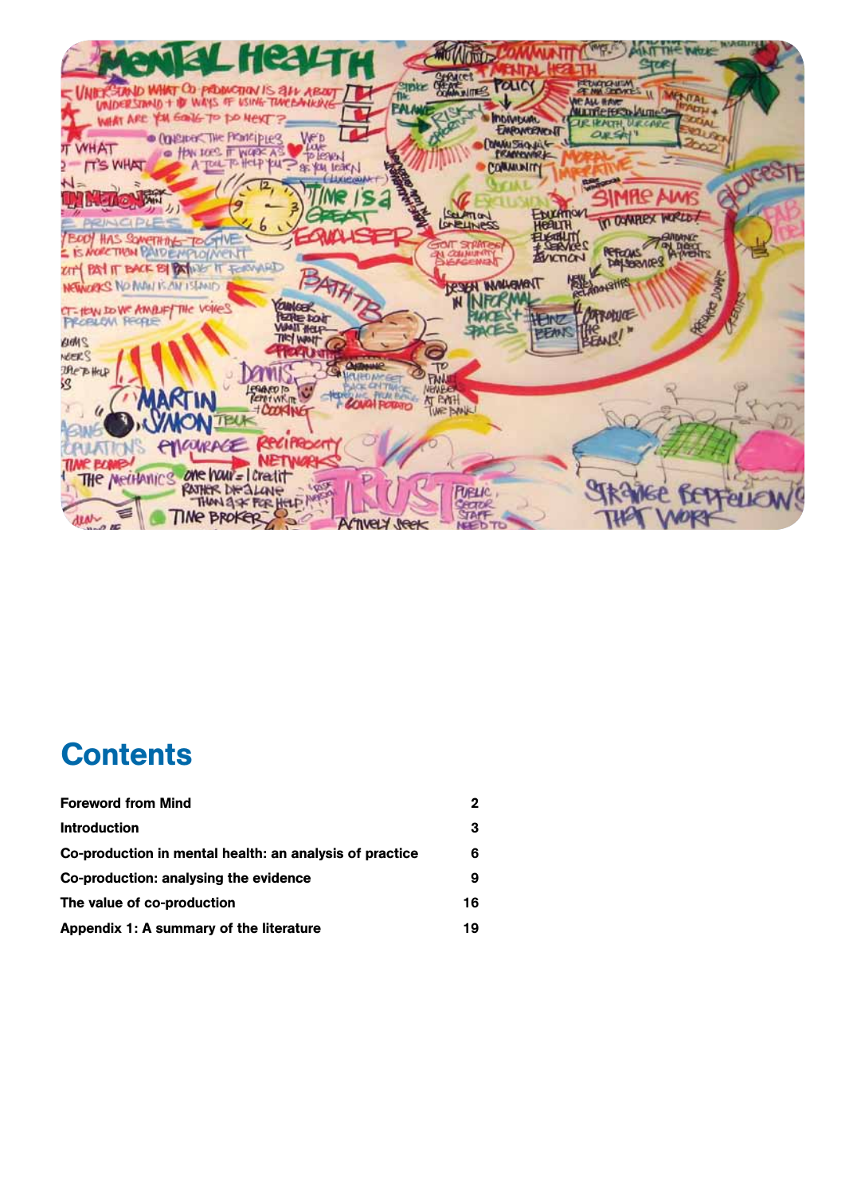# Contents

| | |
|---|---|
| **Foreword from Mind** | **2** |
| **Introduction** | **3** |
| **Co-production in mental health: an analysis of practice** | **6** |
| **Co-production: analysing the evidence** | **9** |
| **The value of co-production** | **16** |
| **Appendix 1: A summary of the literature** | **19** |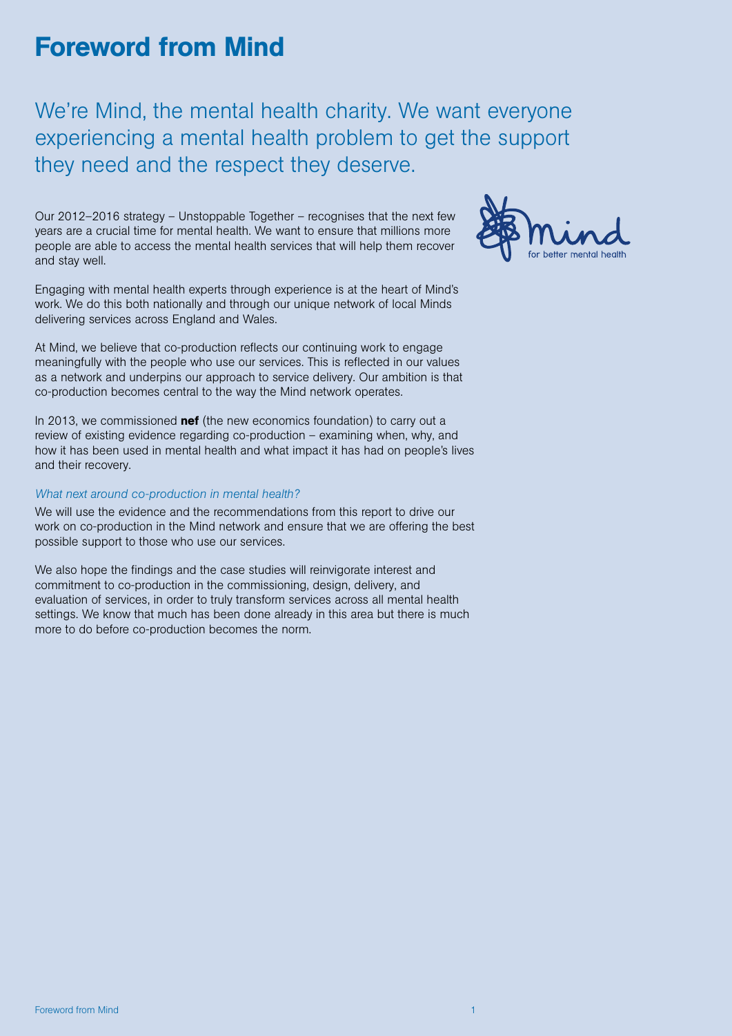# Foreword from Mind

We're Mind, the mental health charity. We want everyone experiencing a mental health problem to get the support they need and the respect they deserve.

Our 2012–2016 strategy – Unstoppable Together – recognises that the next few years are a crucial time for mental health. We want to ensure that millions more people are able to access the mental health services that will help them recover and stay well.

Engaging with mental health experts through experience is at the heart of Mind's work. We do this both nationally and through our unique network of local Minds delivering services across England and Wales.

At Mind, we believe that co-production reflects our continuing work to engage meaningfully with the people who use our services. This is reflected in our values as a network and underpins our approach to service delivery. Our ambition is that co-production becomes central to the way the Mind network operates.

In 2013, we commissioned **nef** (the new economics foundation) to carry out a review of existing evidence regarding co-production – examining when, why, and how it has been used in mental health and what impact it has had on people's lives and their recovery.

*What next around co-production in mental health?*

We will use the evidence and the recommendations from this report to drive our work on co-production in the Mind network and ensure that we are offering the best possible support to those who use our services.

We also hope the findings and the case studies will reinvigorate interest and commitment to co-production in the commissioning, design, delivery, and evaluation of services, in order to truly transform services across all mental health settings. We know that much has been done already in this area but there is much more to do before co-production becomes the norm.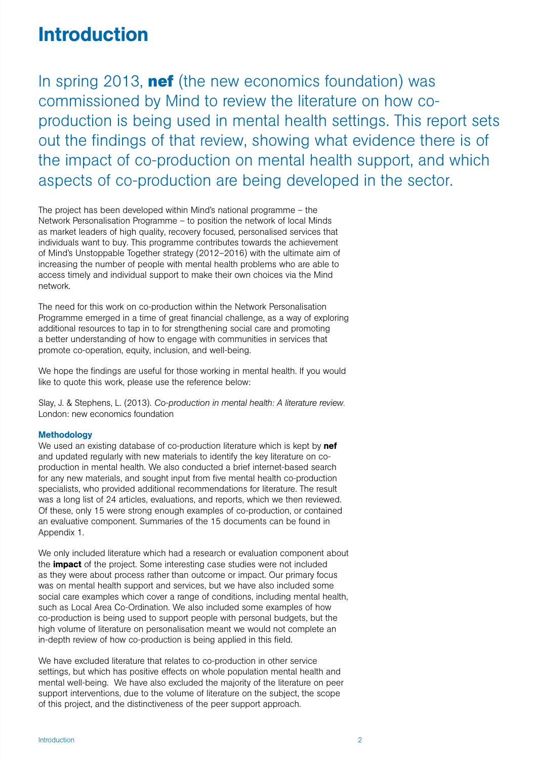# Introduction

In spring 2013, **nef** (the new economics foundation) was commissioned by Mind to review the literature on how co-production is being used in mental health settings. This report sets out the findings of that review, showing what evidence there is of the impact of co-production on mental health support, and which aspects of co-production are being developed in the sector.

The project has been developed within Mind's national programme – the Network Personalisation Programme – to position the network of local Minds as market leaders of high quality, recovery focused, personalised services that individuals want to buy. This programme contributes towards the achievement of Mind's Unstoppable Together strategy (2012–2016) with the ultimate aim of increasing the number of people with mental health problems who are able to access timely and individual support to make their own choices via the Mind network.

The need for this work on co-production within the Network Personalisation Programme emerged in a time of great financial challenge, as a way of exploring additional resources to tap in to for strengthening social care and promoting a better understanding of how to engage with communities in services that promote co-operation, equity, inclusion, and well-being.

We hope the findings are useful for those working in mental health. If you would like to quote this work, please use the reference below:

Slay, J. & Stephens, L. (2013). *Co-production in mental health: A literature review.* London: new economics foundation

### Methodology

We used an existing database of co-production literature which is kept by **nef** and updated regularly with new materials to identify the key literature on co-production in mental health. We also conducted a brief internet-based search for any new materials, and sought input from five mental health co-production specialists, who provided additional recommendations for literature. The result was a long list of 24 articles, evaluations, and reports, which we then reviewed. Of these, only 15 were strong enough examples of co-production, or contained an evaluative component. Summaries of the 15 documents can be found in Appendix 1.

We only included literature which had a research or evaluation component about the **impact** of the project. Some interesting case studies were not included as they were about process rather than outcome or impact. Our primary focus was on mental health support and services, but we have also included some social care examples which cover a range of conditions, including mental health, such as Local Area Co-Ordination. We also included some examples of how co-production is being used to support people with personal budgets, but the high volume of literature on personalisation meant we would not complete an in-depth review of how co-production is being applied in this field.

We have excluded literature that relates to co-production in other service settings, but which has positive effects on whole population mental health and mental well-being. We have also excluded the majority of the literature on peer support interventions, due to the volume of literature on the subject, the scope of this project, and the distinctiveness of the peer support approach.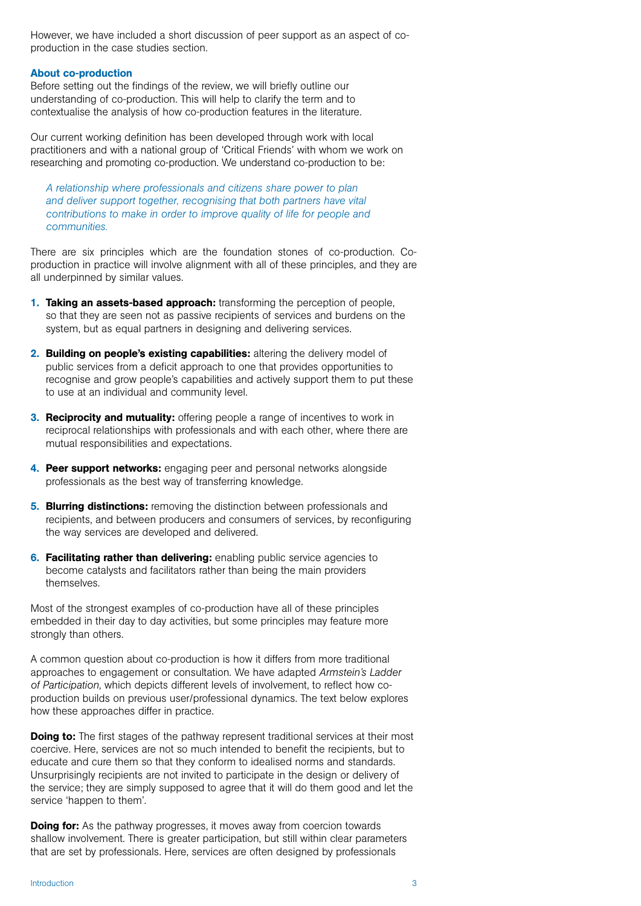However, we have included a short discussion of peer support as an aspect of co-production in the case studies section.

### About co-production

Before setting out the findings of the review, we will briefly outline our understanding of co-production. This will help to clarify the term and to contextualise the analysis of how co-production features in the literature.

Our current working definition has been developed through work with local practitioners and with a national group of 'Critical Friends' with whom we work on researching and promoting co-production. We understand co-production to be:

> *A relationship where professionals and citizens share power to plan and deliver support together, recognising that both partners have vital contributions to make in order to improve quality of life for people and communities.*

There are six principles which are the foundation stones of co-production. Co-production in practice will involve alignment with all of these principles, and they are all underpinned by similar values.

1. **Taking an assets-based approach:** transforming the perception of people, so that they are seen not as passive recipients of services and burdens on the system, but as equal partners in designing and delivering services.
2. **Building on people's existing capabilities:** altering the delivery model of public services from a deficit approach to one that provides opportunities to recognise and grow people's capabilities and actively support them to put these to use at an individual and community level.
3. **Reciprocity and mutuality:** offering people a range of incentives to work in reciprocal relationships with professionals and with each other, where there are mutual responsibilities and expectations.
4. **Peer support networks:** engaging peer and personal networks alongside professionals as the best way of transferring knowledge.
5. **Blurring distinctions:** removing the distinction between professionals and recipients, and between producers and consumers of services, by reconfiguring the way services are developed and delivered.
6. **Facilitating rather than delivering:** enabling public service agencies to become catalysts and facilitators rather than being the main providers themselves.

Most of the strongest examples of co-production have all of these principles embedded in their day to day activities, but some principles may feature more strongly than others.

A common question about co-production is how it differs from more traditional approaches to engagement or consultation. We have adapted *Armstein's Ladder of Participation*, which depicts different levels of involvement, to reflect how co-production builds on previous user/professional dynamics. The text below explores how these approaches differ in practice.

**Doing to:** The first stages of the pathway represent traditional services at their most coercive. Here, services are not so much intended to benefit the recipients, but to educate and cure them so that they conform to idealised norms and standards. Unsurprisingly recipients are not invited to participate in the design or delivery of the service; they are simply supposed to agree that it will do them good and let the service 'happen to them'.

**Doing for:** As the pathway progresses, it moves away from coercion towards shallow involvement. There is greater participation, but still within clear parameters that are set by professionals. Here, services are often designed by professionals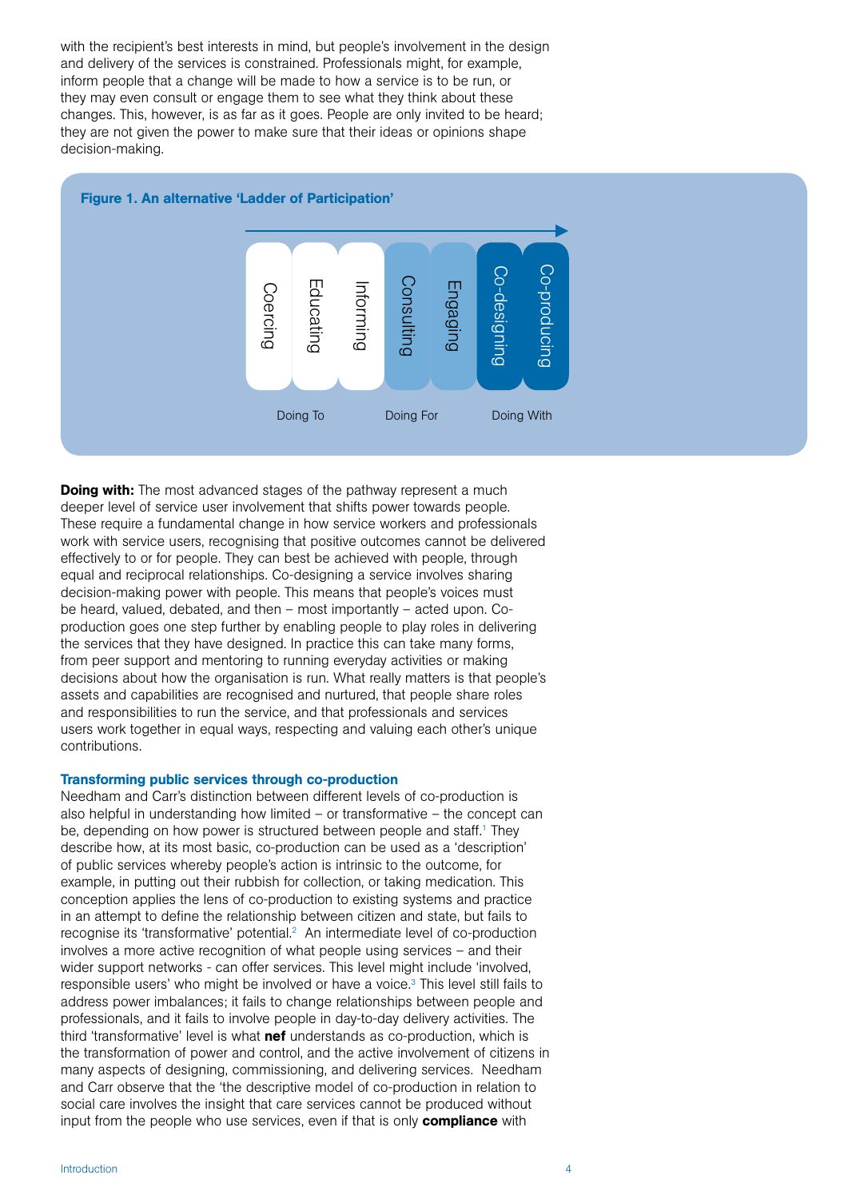with the recipient's best interests in mind, but people's involvement in the design and delivery of the services is constrained. Professionals might, for example, inform people that a change will be made to how a service is to be run, or they may even consult or engage them to see what they think about these changes. This, however, is as far as it goes. People are only invited to be heard; they are not given the power to make sure that their ideas or opinions shape decision-making.

**Figure 1. An alternative 'Ladder of Participation'**

| Doing To | | | Doing For | | Doing With | |
|---|---|---|---|---|---|---|
| Coercing | Educating | Informing | Consulting | Engaging | Co-designing | Co-producing |

**Doing with:** The most advanced stages of the pathway represent a much deeper level of service user involvement that shifts power towards people. These require a fundamental change in how service workers and professionals work with service users, recognising that positive outcomes cannot be delivered effectively to or for people. They can best be achieved with people, through equal and reciprocal relationships. Co-designing a service involves sharing decision-making power with people. This means that people's voices must be heard, valued, debated, and then – most importantly – acted upon. Co-production goes one step further by enabling people to play roles in delivering the services that they have designed. In practice this can take many forms, from peer support and mentoring to running everyday activities or making decisions about how the organisation is run. What really matters is that people's assets and capabilities are recognised and nurtured, that people share roles and responsibilities to run the service, and that professionals and services users work together in equal ways, respecting and valuing each other's unique contributions.

### Transforming public services through co-production

Needham and Carr's distinction between different levels of co-production is also helpful in understanding how limited – or transformative – the concept can be, depending on how power is structured between people and staff.[1] They describe how, at its most basic, co-production can be used as a 'description' of public services whereby people's action is intrinsic to the outcome, for example, in putting out their rubbish for collection, or taking medication. This conception applies the lens of co-production to existing systems and practice in an attempt to define the relationship between citizen and state, but fails to recognise its 'transformative' potential.[2] An intermediate level of co-production involves a more active recognition of what people using services – and their wider support networks - can offer services. This level might include 'involved, responsible users' who might be involved or have a voice.[3] This level still fails to address power imbalances; it fails to change relationships between people and professionals, and it fails to involve people in day-to-day delivery activities. The third 'transformative' level is what **nef** understands as co-production, which is the transformation of power and control, and the active involvement of citizens in many aspects of designing, commissioning, and delivering services. Needham and Carr observe that the 'the descriptive model of co-production in relation to social care involves the insight that care services cannot be produced without input from the people who use services, even if that is only **compliance** with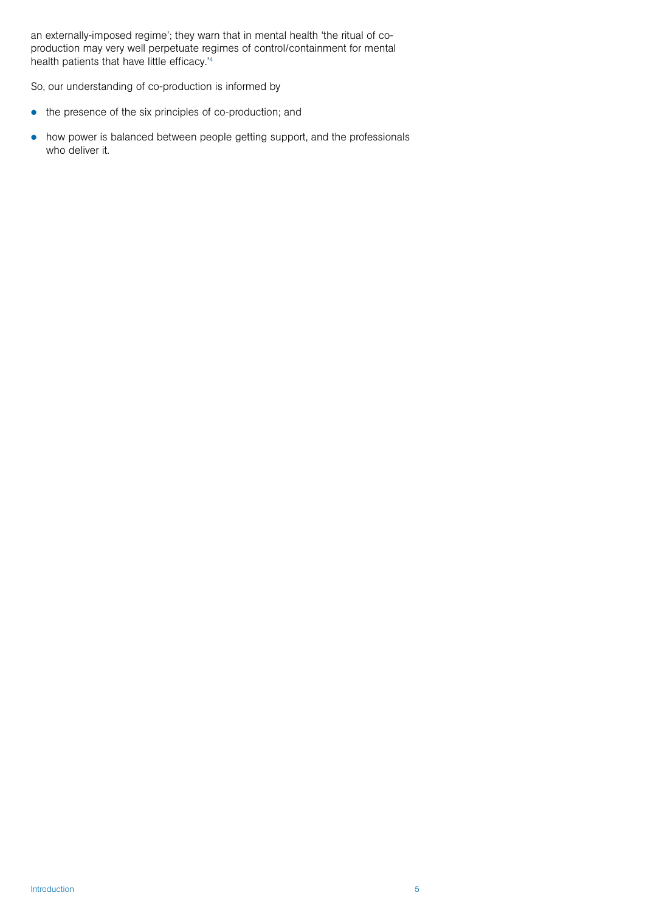an externally-imposed regime'; they warn that in mental health 'the ritual of co-production may very well perpetuate regimes of control/containment for mental health patients that have little efficacy.'[4]

So, our understanding of co-production is informed by

- the presence of the six principles of co-production; and
- how power is balanced between people getting support, and the professionals who deliver it.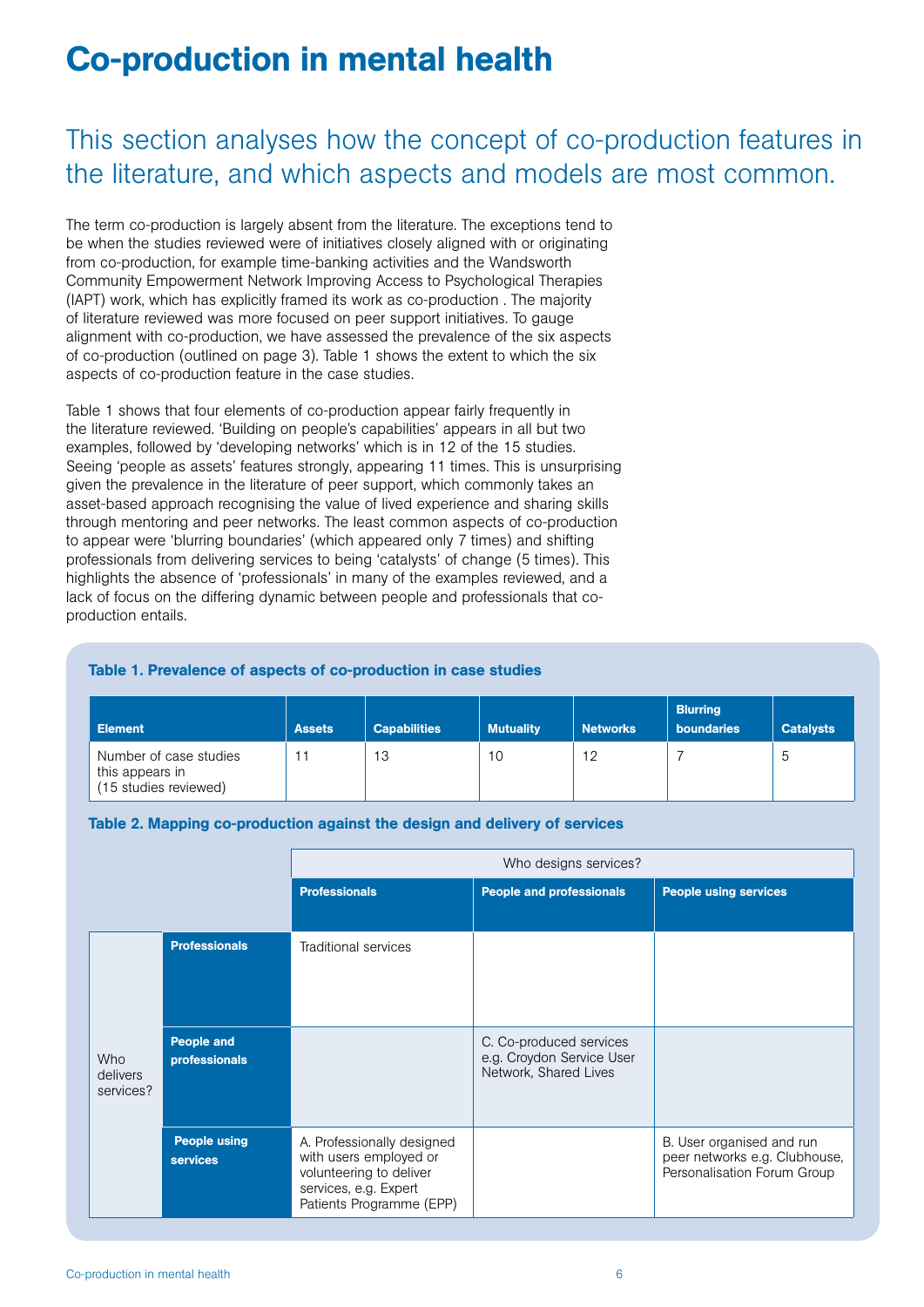# Co-production in mental health

## This section analyses how the concept of co-production features in the literature, and which aspects and models are most common.

The term co-production is largely absent from the literature. The exceptions tend to be when the studies reviewed were of initiatives closely aligned with or originating from co-production, for example time-banking activities and the Wandsworth Community Empowerment Network Improving Access to Psychological Therapies (IAPT) work, which has explicitly framed its work as co-production . The majority of literature reviewed was more focused on peer support initiatives. To gauge alignment with co-production, we have assessed the prevalence of the six aspects of co-production (outlined on page 3). Table 1 shows the extent to which the six aspects of co-production feature in the case studies.

Table 1 shows that four elements of co-production appear fairly frequently in the literature reviewed. 'Building on people's capabilities' appears in all but two examples, followed by 'developing networks' which is in 12 of the 15 studies. Seeing 'people as assets' features strongly, appearing 11 times. This is unsurprising given the prevalence in the literature of peer support, which commonly takes an asset-based approach recognising the value of lived experience and sharing skills through mentoring and peer networks. The least common aspects of co-production to appear were 'blurring boundaries' (which appeared only 7 times) and shifting professionals from delivering services to being 'catalysts' of change (5 times). This highlights the absence of 'professionals' in many of the examples reviewed, and a lack of focus on the differing dynamic between people and professionals that co-production entails.

**Table 1. Prevalence of aspects of co-production in case studies**

| Element | Assets | Capabilities | Mutuality | Networks | Blurring boundaries | Catalysts |
|---|---|---|---|---|---|---|
| Number of case studies this appears in (15 studies reviewed) | 11 | 13 | 10 | 12 | 7 | 5 |

**Table 2. Mapping co-production against the design and delivery of services**

| | | Who designs services? | | |
|---|---|---|---|---|
| | | **Professionals** | **People and professionals** | **People using services** |
| Who delivers services? | **Professionals** | Traditional services | | |
| | **People and professionals** | | C. Co-produced services e.g. Croydon Service User Network, Shared Lives | |
| | **People using services** | A. Professionally designed with users employed or volunteering to deliver services, e.g. Expert Patients Programme (EPP) | | B. User organised and run peer networks e.g. Clubhouse, Personalisation Forum Group |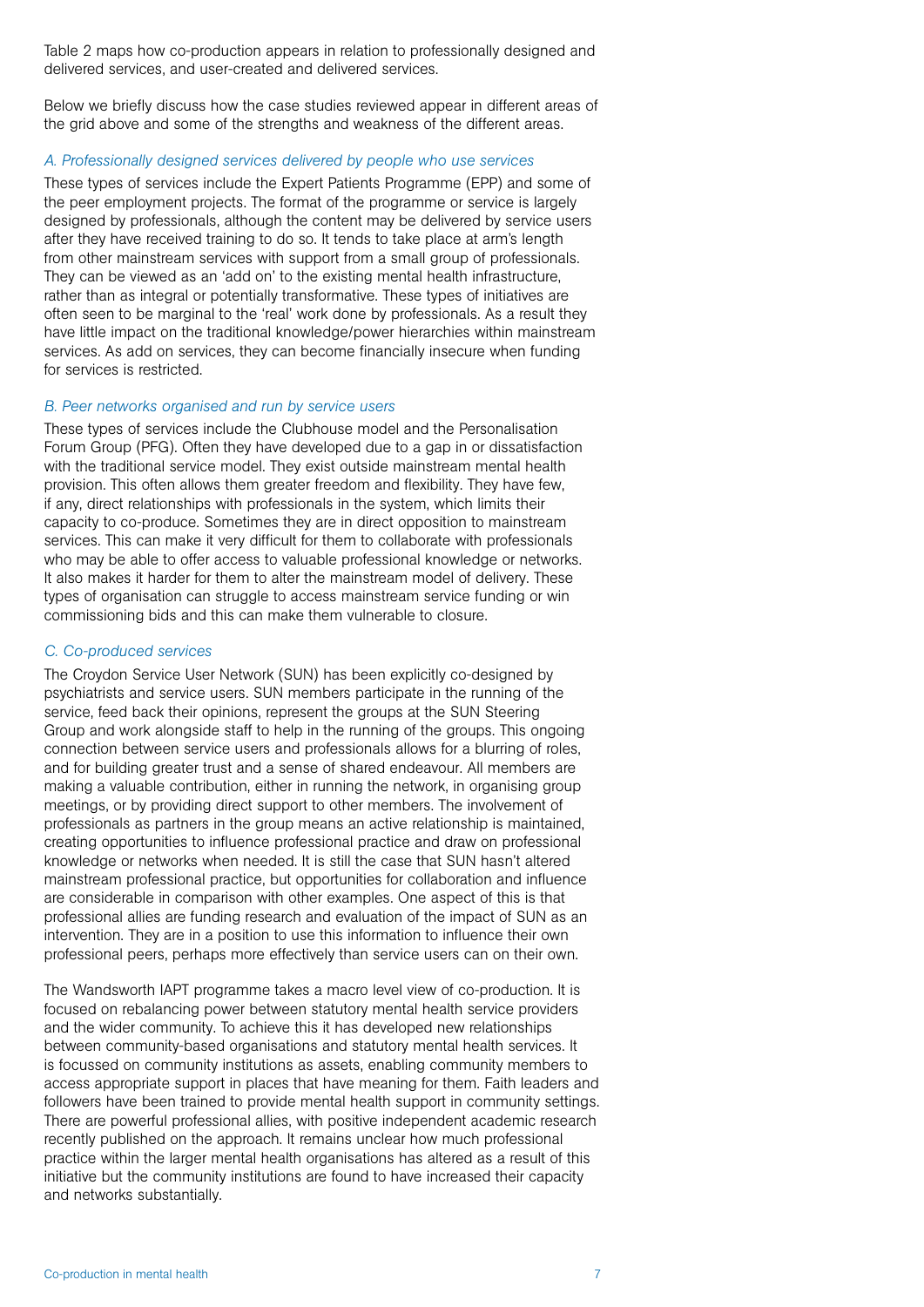Table 2 maps how co-production appears in relation to professionally designed and delivered services, and user-created and delivered services.

Below we briefly discuss how the case studies reviewed appear in different areas of the grid above and some of the strengths and weakness of the different areas.

*A. Professionally designed services delivered by people who use services*

These types of services include the Expert Patients Programme (EPP) and some of the peer employment projects. The format of the programme or service is largely designed by professionals, although the content may be delivered by service users after they have received training to do so. It tends to take place at arm's length from other mainstream services with support from a small group of professionals. They can be viewed as an 'add on' to the existing mental health infrastructure, rather than as integral or potentially transformative. These types of initiatives are often seen to be marginal to the 'real' work done by professionals. As a result they have little impact on the traditional knowledge/power hierarchies within mainstream services. As add on services, they can become financially insecure when funding for services is restricted.

*B. Peer networks organised and run by service users*

These types of services include the Clubhouse model and the Personalisation Forum Group (PFG). Often they have developed due to a gap in or dissatisfaction with the traditional service model. They exist outside mainstream mental health provision. This often allows them greater freedom and flexibility. They have few, if any, direct relationships with professionals in the system, which limits their capacity to co-produce. Sometimes they are in direct opposition to mainstream services. This can make it very difficult for them to collaborate with professionals who may be able to offer access to valuable professional knowledge or networks. It also makes it harder for them to alter the mainstream model of delivery. These types of organisation can struggle to access mainstream service funding or win commissioning bids and this can make them vulnerable to closure.

*C. Co-produced services*

The Croydon Service User Network (SUN) has been explicitly co-designed by psychiatrists and service users. SUN members participate in the running of the service, feed back their opinions, represent the groups at the SUN Steering Group and work alongside staff to help in the running of the groups. This ongoing connection between service users and professionals allows for a blurring of roles, and for building greater trust and a sense of shared endeavour. All members are making a valuable contribution, either in running the network, in organising group meetings, or by providing direct support to other members. The involvement of professionals as partners in the group means an active relationship is maintained, creating opportunities to influence professional practice and draw on professional knowledge or networks when needed. It is still the case that SUN hasn't altered mainstream professional practice, but opportunities for collaboration and influence are considerable in comparison with other examples. One aspect of this is that professional allies are funding research and evaluation of the impact of SUN as an intervention. They are in a position to use this information to influence their own professional peers, perhaps more effectively than service users can on their own.

The Wandsworth IAPT programme takes a macro level view of co-production. It is focused on rebalancing power between statutory mental health service providers and the wider community. To achieve this it has developed new relationships between community-based organisations and statutory mental health services. It is focussed on community institutions as assets, enabling community members to access appropriate support in places that have meaning for them. Faith leaders and followers have been trained to provide mental health support in community settings. There are powerful professional allies, with positive independent academic research recently published on the approach. It remains unclear how much professional practice within the larger mental health organisations has altered as a result of this initiative but the community institutions are found to have increased their capacity and networks substantially.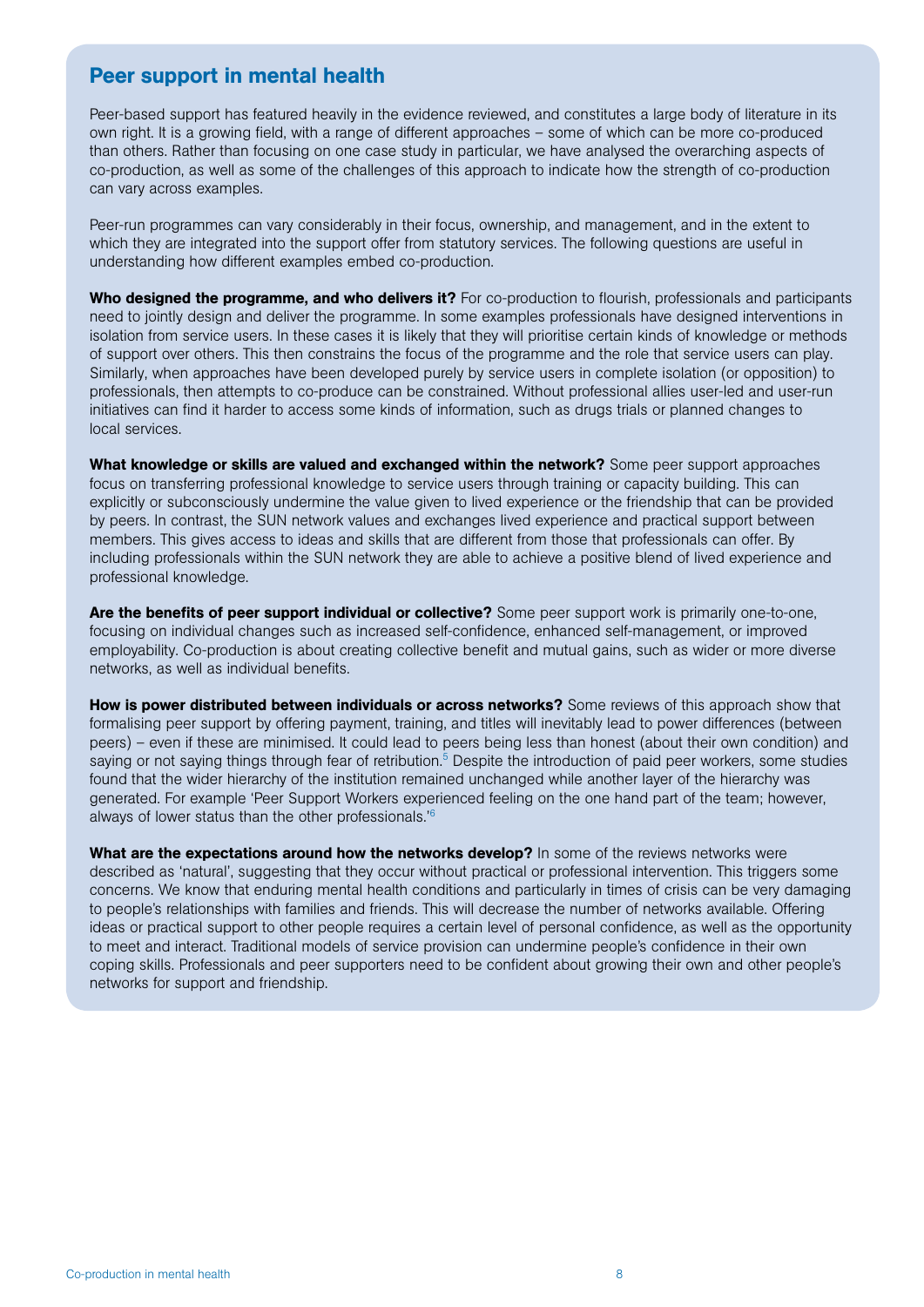## Peer support in mental health

Peer-based support has featured heavily in the evidence reviewed, and constitutes a large body of literature in its own right. It is a growing field, with a range of different approaches – some of which can be more co-produced than others. Rather than focusing on one case study in particular, we have analysed the overarching aspects of co-production, as well as some of the challenges of this approach to indicate how the strength of co-production can vary across examples.

Peer-run programmes can vary considerably in their focus, ownership, and management, and in the extent to which they are integrated into the support offer from statutory services. The following questions are useful in understanding how different examples embed co-production.

**Who designed the programme, and who delivers it?** For co-production to flourish, professionals and participants need to jointly design and deliver the programme. In some examples professionals have designed interventions in isolation from service users. In these cases it is likely that they will prioritise certain kinds of knowledge or methods of support over others. This then constrains the focus of the programme and the role that service users can play. Similarly, when approaches have been developed purely by service users in complete isolation (or opposition) to professionals, then attempts to co-produce can be constrained. Without professional allies user-led and user-run initiatives can find it harder to access some kinds of information, such as drugs trials or planned changes to local services.

**What knowledge or skills are valued and exchanged within the network?** Some peer support approaches focus on transferring professional knowledge to service users through training or capacity building. This can explicitly or subconsciously undermine the value given to lived experience or the friendship that can be provided by peers. In contrast, the SUN network values and exchanges lived experience and practical support between members. This gives access to ideas and skills that are different from those that professionals can offer. By including professionals within the SUN network they are able to achieve a positive blend of lived experience and professional knowledge.

**Are the benefits of peer support individual or collective?** Some peer support work is primarily one-to-one, focusing on individual changes such as increased self-confidence, enhanced self-management, or improved employability. Co-production is about creating collective benefit and mutual gains, such as wider or more diverse networks, as well as individual benefits.

**How is power distributed between individuals or across networks?** Some reviews of this approach show that formalising peer support by offering payment, training, and titles will inevitably lead to power differences (between peers) – even if these are minimised. It could lead to peers being less than honest (about their own condition) and saying or not saying things through fear of retribution.[5] Despite the introduction of paid peer workers, some studies found that the wider hierarchy of the institution remained unchanged while another layer of the hierarchy was generated. For example 'Peer Support Workers experienced feeling on the one hand part of the team; however, always of lower status than the other professionals.'[6]

**What are the expectations around how the networks develop?** In some of the reviews networks were described as 'natural', suggesting that they occur without practical or professional intervention. This triggers some concerns. We know that enduring mental health conditions and particularly in times of crisis can be very damaging to people's relationships with families and friends. This will decrease the number of networks available. Offering ideas or practical support to other people requires a certain level of personal confidence, as well as the opportunity to meet and interact. Traditional models of service provision can undermine people's confidence in their own coping skills. Professionals and peer supporters need to be confident about growing their own and other people's networks for support and friendship.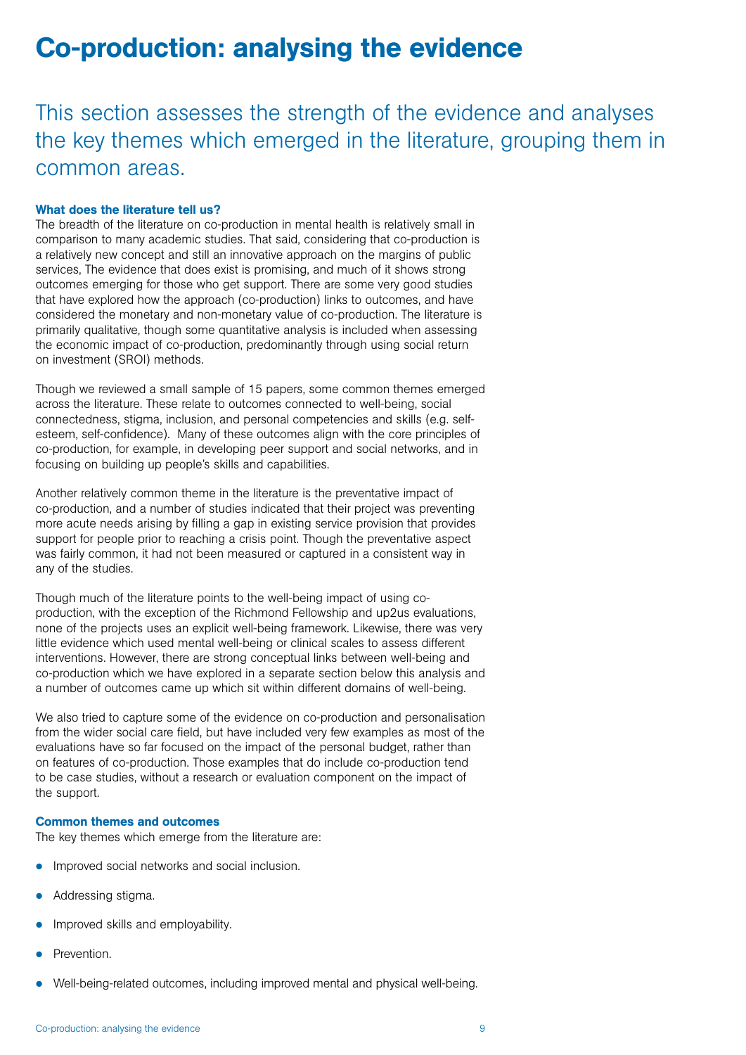# Co-production: analysing the evidence

This section assesses the strength of the evidence and analyses the key themes which emerged in the literature, grouping them in common areas.

### What does the literature tell us?

The breadth of the literature on co-production in mental health is relatively small in comparison to many academic studies. That said, considering that co-production is a relatively new concept and still an innovative approach on the margins of public services, The evidence that does exist is promising, and much of it shows strong outcomes emerging for those who get support. There are some very good studies that have explored how the approach (co-production) links to outcomes, and have considered the monetary and non-monetary value of co-production. The literature is primarily qualitative, though some quantitative analysis is included when assessing the economic impact of co-production, predominantly through using social return on investment (SROI) methods.

Though we reviewed a small sample of 15 papers, some common themes emerged across the literature. These relate to outcomes connected to well-being, social connectedness, stigma, inclusion, and personal competencies and skills (e.g. self-esteem, self-confidence). Many of these outcomes align with the core principles of co-production, for example, in developing peer support and social networks, and in focusing on building up people's skills and capabilities.

Another relatively common theme in the literature is the preventative impact of co-production, and a number of studies indicated that their project was preventing more acute needs arising by filling a gap in existing service provision that provides support for people prior to reaching a crisis point. Though the preventative aspect was fairly common, it had not been measured or captured in a consistent way in any of the studies.

Though much of the literature points to the well-being impact of using co-production, with the exception of the Richmond Fellowship and up2us evaluations, none of the projects uses an explicit well-being framework. Likewise, there was very little evidence which used mental well-being or clinical scales to assess different interventions. However, there are strong conceptual links between well-being and co-production which we have explored in a separate section below this analysis and a number of outcomes came up which sit within different domains of well-being.

We also tried to capture some of the evidence on co-production and personalisation from the wider social care field, but have included very few examples as most of the evaluations have so far focused on the impact of the personal budget, rather than on features of co-production. Those examples that do include co-production tend to be case studies, without a research or evaluation component on the impact of the support.

### Common themes and outcomes

The key themes which emerge from the literature are:

- Improved social networks and social inclusion.
- Addressing stigma.
- Improved skills and employability.
- Prevention.
- Well-being-related outcomes, including improved mental and physical well-being.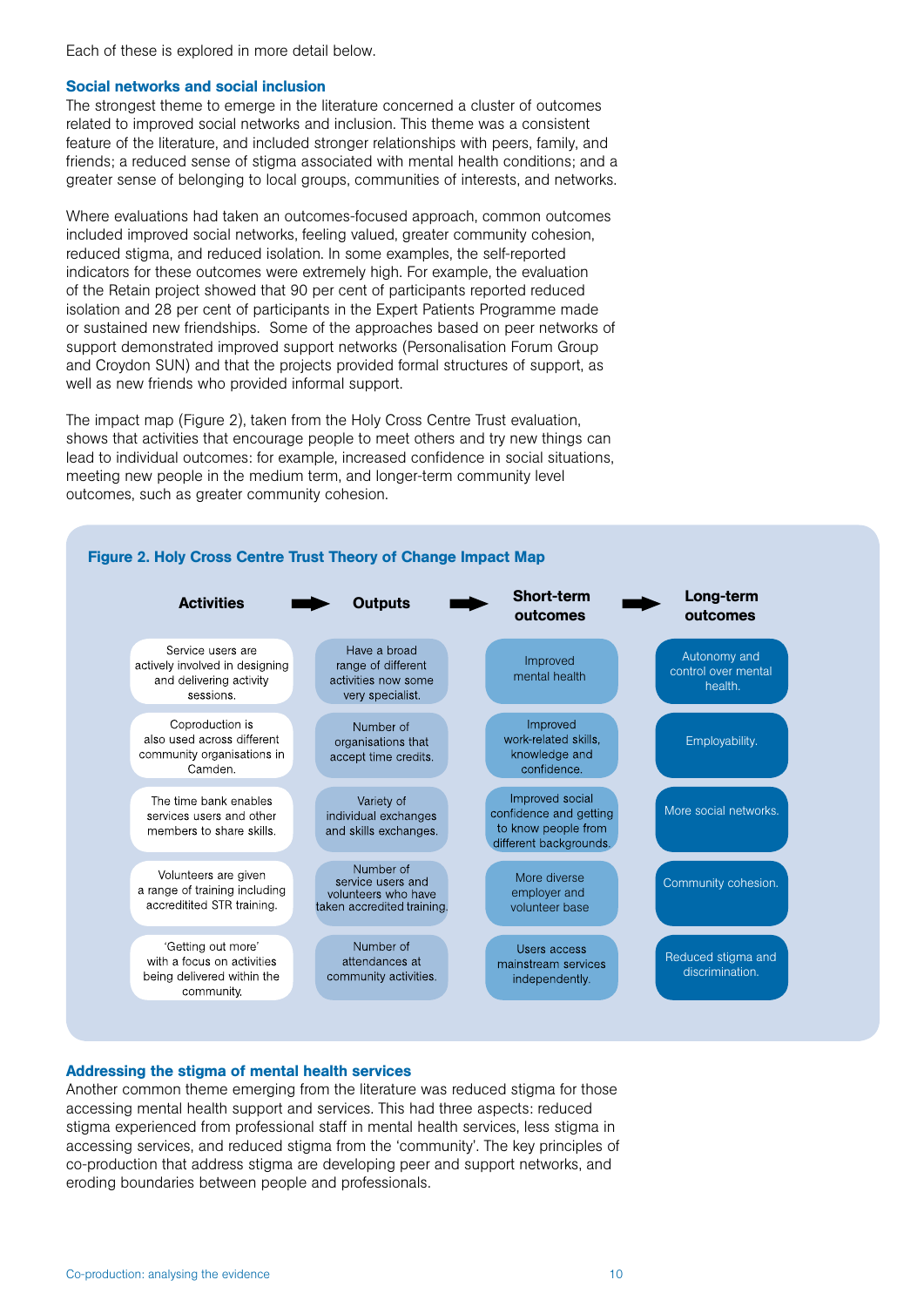Each of these is explored in more detail below.

### Social networks and social inclusion

The strongest theme to emerge in the literature concerned a cluster of outcomes related to improved social networks and inclusion. This theme was a consistent feature of the literature, and included stronger relationships with peers, family, and friends; a reduced sense of stigma associated with mental health conditions; and a greater sense of belonging to local groups, communities of interests, and networks.

Where evaluations had taken an outcomes-focused approach, common outcomes included improved social networks, feeling valued, greater community cohesion, reduced stigma, and reduced isolation. In some examples, the self-reported indicators for these outcomes were extremely high. For example, the evaluation of the Retain project showed that 90 per cent of participants reported reduced isolation and 28 per cent of participants in the Expert Patients Programme made or sustained new friendships. Some of the approaches based on peer networks of support demonstrated improved support networks (Personalisation Forum Group and Croydon SUN) and that the projects provided formal structures of support, as well as new friends who provided informal support.

The impact map (Figure 2), taken from the Holy Cross Centre Trust evaluation, shows that activities that encourage people to meet others and try new things can lead to individual outcomes: for example, increased confidence in social situations, meeting new people in the medium term, and longer-term community level outcomes, such as greater community cohesion.

**Figure 2. Holy Cross Centre Trust Theory of Change Impact Map**

| Activities | Outputs | Short-term outcomes | Long-term outcomes |
|---|---|---|---|
| Service users are actively involved in designing and delivering activity sessions. | Have a broad range of different activities now some very specialist. | Improved mental health | Autonomy and control over mental health. |
| Coproduction is also used across different community organisations in Camden. | Number of organisations that accept time credits. | Improved work-related skills, knowledge and confidence. | Employability. |
| The time bank enables services users and other members to share skills. | Variety of individual exchanges and skills exchanges. | Improved social confidence and getting to know people from different backgrounds. | More social networks. |
| Volunteers are given a range of training including accreditted STR training. | Number of service users and volunteers who have taken accredited training. | More diverse employer and volunteer base | Community cohesion. |
| 'Getting out more' with a focus on activities being delivered within the community. | Number of attendances at community activities. | Users access mainstream services independently. | Reduced stigma and discrimination. |

### Addressing the stigma of mental health services

Another common theme emerging from the literature was reduced stigma for those accessing mental health support and services. This had three aspects: reduced stigma experienced from professional staff in mental health services, less stigma in accessing services, and reduced stigma from the 'community'. The key principles of co-production that address stigma are developing peer and support networks, and eroding boundaries between people and professionals.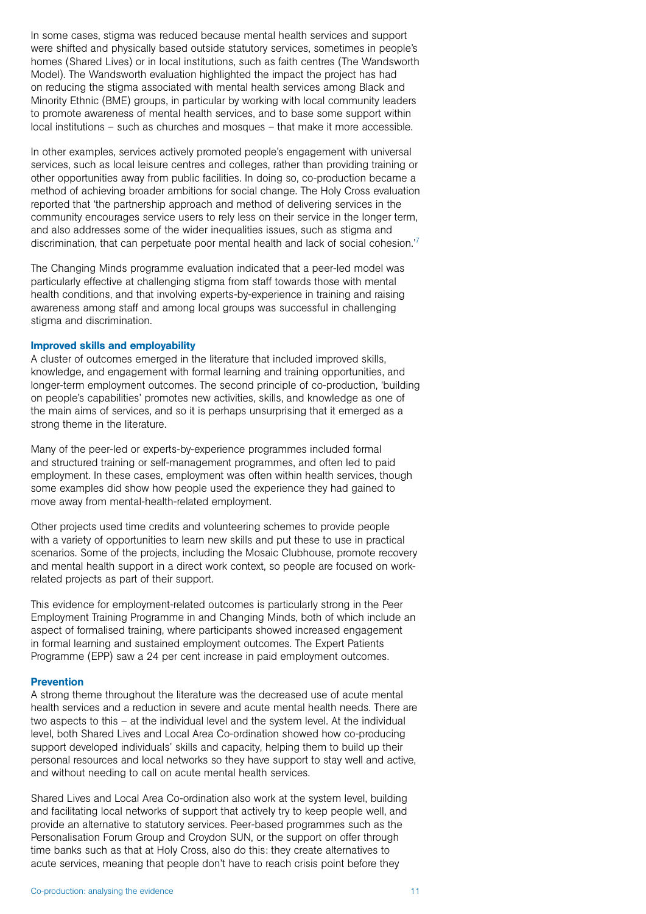In some cases, stigma was reduced because mental health services and support were shifted and physically based outside statutory services, sometimes in people's homes (Shared Lives) or in local institutions, such as faith centres (The Wandsworth Model). The Wandsworth evaluation highlighted the impact the project has had on reducing the stigma associated with mental health services among Black and Minority Ethnic (BME) groups, in particular by working with local community leaders to promote awareness of mental health services, and to base some support within local institutions – such as churches and mosques – that make it more accessible.

In other examples, services actively promoted people's engagement with universal services, such as local leisure centres and colleges, rather than providing training or other opportunities away from public facilities. In doing so, co-production became a method of achieving broader ambitions for social change. The Holy Cross evaluation reported that 'the partnership approach and method of delivering services in the community encourages service users to rely less on their service in the longer term, and also addresses some of the wider inequalities issues, such as stigma and discrimination, that can perpetuate poor mental health and lack of social cohesion.'[7]

The Changing Minds programme evaluation indicated that a peer-led model was particularly effective at challenging stigma from staff towards those with mental health conditions, and that involving experts-by-experience in training and raising awareness among staff and among local groups was successful in challenging stigma and discrimination.

**Improved skills and employability**

A cluster of outcomes emerged in the literature that included improved skills, knowledge, and engagement with formal learning and training opportunities, and longer-term employment outcomes. The second principle of co-production, 'building on people's capabilities' promotes new activities, skills, and knowledge as one of the main aims of services, and so it is perhaps unsurprising that it emerged as a strong theme in the literature.

Many of the peer-led or experts-by-experience programmes included formal and structured training or self-management programmes, and often led to paid employment. In these cases, employment was often within health services, though some examples did show how people used the experience they had gained to move away from mental-health-related employment.

Other projects used time credits and volunteering schemes to provide people with a variety of opportunities to learn new skills and put these to use in practical scenarios. Some of the projects, including the Mosaic Clubhouse, promote recovery and mental health support in a direct work context, so people are focused on work-related projects as part of their support.

This evidence for employment-related outcomes is particularly strong in the Peer Employment Training Programme in and Changing Minds, both of which include an aspect of formalised training, where participants showed increased engagement in formal learning and sustained employment outcomes. The Expert Patients Programme (EPP) saw a 24 per cent increase in paid employment outcomes.

**Prevention**

A strong theme throughout the literature was the decreased use of acute mental health services and a reduction in severe and acute mental health needs. There are two aspects to this – at the individual level and the system level. At the individual level, both Shared Lives and Local Area Co-ordination showed how co-producing support developed individuals' skills and capacity, helping them to build up their personal resources and local networks so they have support to stay well and active, and without needing to call on acute mental health services.

Shared Lives and Local Area Co-ordination also work at the system level, building and facilitating local networks of support that actively try to keep people well, and provide an alternative to statutory services. Peer-based programmes such as the Personalisation Forum Group and Croydon SUN, or the support on offer through time banks such as that at Holy Cross, also do this: they create alternatives to acute services, meaning that people don't have to reach crisis point before they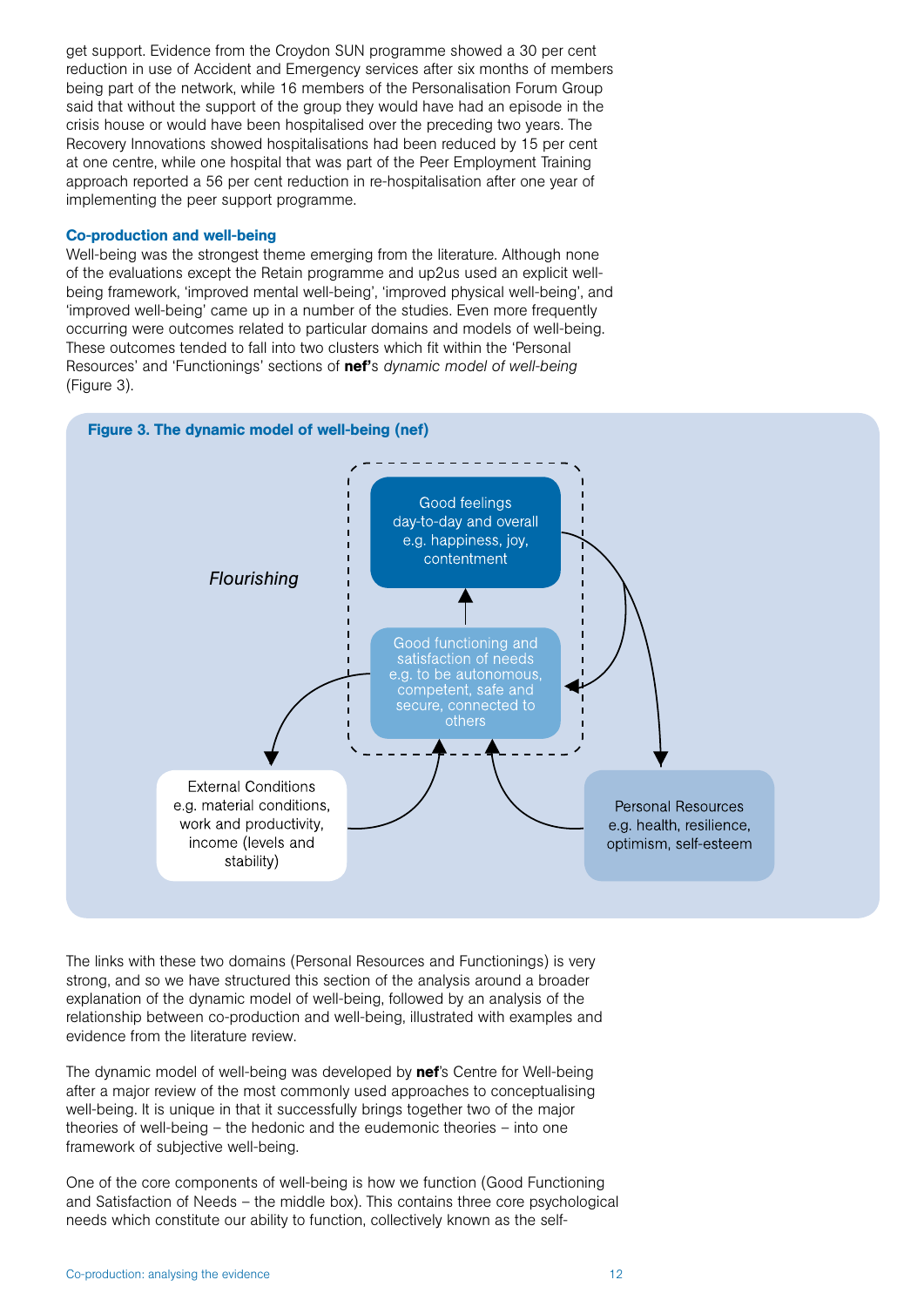get support. Evidence from the Croydon SUN programme showed a 30 per cent reduction in use of Accident and Emergency services after six months of members being part of the network, while 16 members of the Personalisation Forum Group said that without the support of the group they would have had an episode in the crisis house or would have been hospitalised over the preceding two years. The Recovery Innovations showed hospitalisations had been reduced by 15 per cent at one centre, while one hospital that was part of the Peer Employment Training approach reported a 56 per cent reduction in re-hospitalisation after one year of implementing the peer support programme.

### Co-production and well-being

Well-being was the strongest theme emerging from the literature. Although none of the evaluations except the Retain programme and up2us used an explicit well-being framework, 'improved mental well-being', 'improved physical well-being', and 'improved well-being' came up in a number of the studies. Even more frequently occurring were outcomes related to particular domains and models of well-being. These outcomes tended to fall into two clusters which fit within the 'Personal Resources' and 'Functionings' sections of **nef**'s *dynamic model of well-being* (Figure 3).

**Figure 3. The dynamic model of well-being (nef)**

*Flourishing*

- Good feelings day-to-day and overall e.g. happiness, joy, contentment
- Good functioning and satisfaction of needs e.g. to be autonomous, competent, safe and secure, connected to others
- External Conditions e.g. material conditions, work and productivity, income (levels and stability)
- Personal Resources e.g. health, resilience, optimism, self-esteem

The links with these two domains (Personal Resources and Functionings) is very strong, and so we have structured this section of the analysis around a broader explanation of the dynamic model of well-being, followed by an analysis of the relationship between co-production and well-being, illustrated with examples and evidence from the literature review.

The dynamic model of well-being was developed by **nef**'s Centre for Well-being after a major review of the most commonly used approaches to conceptualising well-being. It is unique in that it successfully brings together two of the major theories of well-being – the hedonic and the eudemonic theories – into one framework of subjective well-being.

One of the core components of well-being is how we function (Good Functioning and Satisfaction of Needs – the middle box). This contains three core psychological needs which constitute our ability to function, collectively known as the self-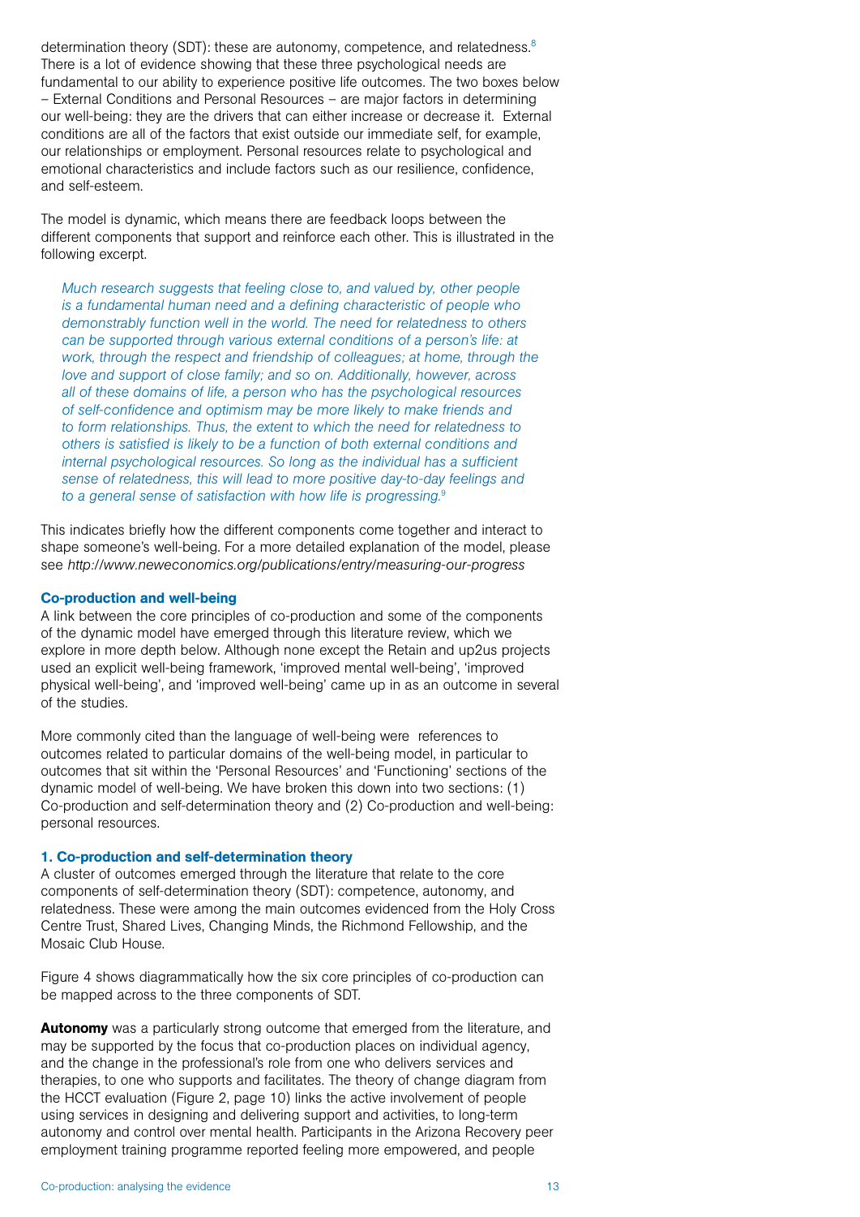determination theory (SDT): these are autonomy, competence, and relatedness.[8] There is a lot of evidence showing that these three psychological needs are fundamental to our ability to experience positive life outcomes. The two boxes below – External Conditions and Personal Resources – are major factors in determining our well-being: they are the drivers that can either increase or decrease it. External conditions are all of the factors that exist outside our immediate self, for example, our relationships or employment. Personal resources relate to psychological and emotional characteristics and include factors such as our resilience, confidence, and self-esteem.

The model is dynamic, which means there are feedback loops between the different components that support and reinforce each other. This is illustrated in the following excerpt.

> *Much research suggests that feeling close to, and valued by, other people is a fundamental human need and a defining characteristic of people who demonstrably function well in the world. The need for relatedness to others can be supported through various external conditions of a person's life: at work, through the respect and friendship of colleagues; at home, through the love and support of close family; and so on. Additionally, however, across all of these domains of life, a person who has the psychological resources of self-confidence and optimism may be more likely to make friends and to form relationships. Thus, the extent to which the need for relatedness to others is satisfied is likely to be a function of both external conditions and internal psychological resources. So long as the individual has a sufficient sense of relatedness, this will lead to more positive day-to-day feelings and to a general sense of satisfaction with how life is progressing.*[9]

This indicates briefly how the different components come together and interact to shape someone's well-being. For a more detailed explanation of the model, please see *http://www.neweconomics.org/publications/entry/measuring-our-progress*

### Co-production and well-being

A link between the core principles of co-production and some of the components of the dynamic model have emerged through this literature review, which we explore in more depth below. Although none except the Retain and up2us projects used an explicit well-being framework, 'improved mental well-being', 'improved physical well-being', and 'improved well-being' came up in as an outcome in several of the studies.

More commonly cited than the language of well-being were references to outcomes related to particular domains of the well-being model, in particular to outcomes that sit within the 'Personal Resources' and 'Functioning' sections of the dynamic model of well-being. We have broken this down into two sections: (1) Co-production and self-determination theory and (2) Co-production and well-being: personal resources.

### 1. Co-production and self-determination theory

A cluster of outcomes emerged through the literature that relate to the core components of self-determination theory (SDT): competence, autonomy, and relatedness. These were among the main outcomes evidenced from the Holy Cross Centre Trust, Shared Lives, Changing Minds, the Richmond Fellowship, and the Mosaic Club House.

Figure 4 shows diagrammatically how the six core principles of co-production can be mapped across to the three components of SDT.

**Autonomy** was a particularly strong outcome that emerged from the literature, and may be supported by the focus that co-production places on individual agency, and the change in the professional's role from one who delivers services and therapies, to one who supports and facilitates. The theory of change diagram from the HCCT evaluation (Figure 2, page 10) links the active involvement of people using services in designing and delivering support and activities, to long-term autonomy and control over mental health. Participants in the Arizona Recovery peer employment training programme reported feeling more empowered, and people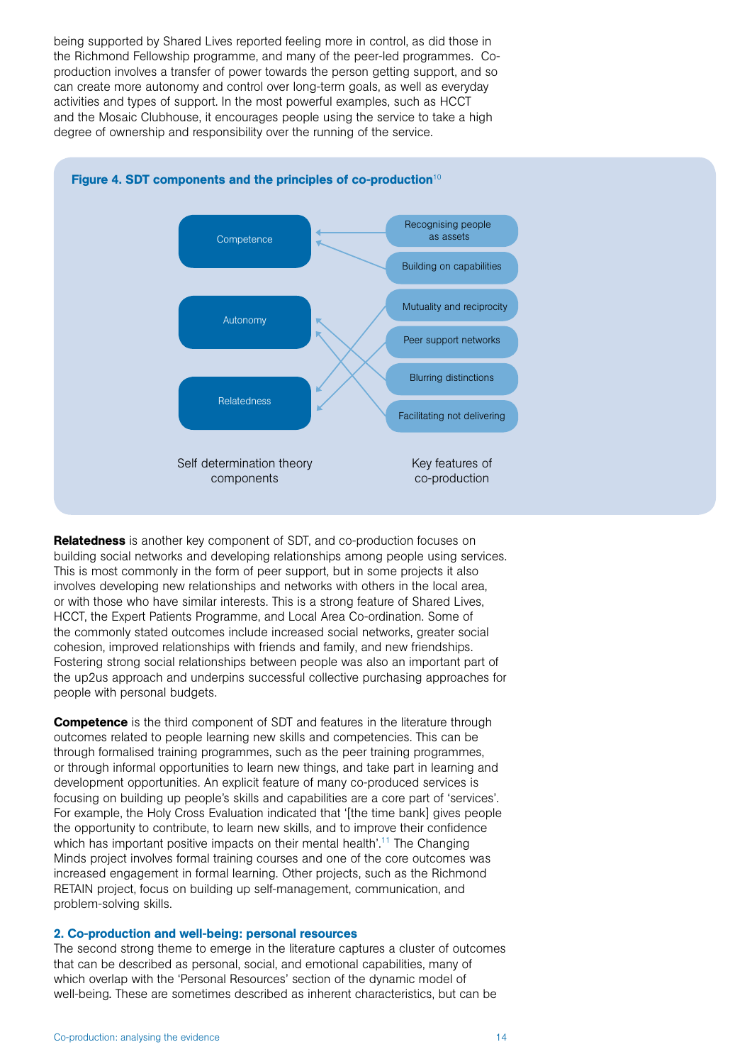being supported by Shared Lives reported feeling more in control, as did those in the Richmond Fellowship programme, and many of the peer-led programmes. Co-production involves a transfer of power towards the person getting support, and so can create more autonomy and control over long-term goals, as well as everyday activities and types of support. In the most powerful examples, such as HCCT and the Mosaic Clubhouse, it encourages people using the service to take a high degree of ownership and responsibility over the running of the service.

**Figure 4. SDT components and the principles of co-production**[10]

Competence

Autonomy

Relatedness

Recognising people as assets

Building on capabilities

Mutuality and reciprocity

Peer support networks

Blurring distinctions

Facilitating not delivering

Self determination theory components

Key features of co-production

**Relatedness** is another key component of SDT, and co-production focuses on building social networks and developing relationships among people using services. This is most commonly in the form of peer support, but in some projects it also involves developing new relationships and networks with others in the local area, or with those who have similar interests. This is a strong feature of Shared Lives, HCCT, the Expert Patients Programme, and Local Area Co-ordination. Some of the commonly stated outcomes include increased social networks, greater social cohesion, improved relationships with friends and family, and new friendships. Fostering strong social relationships between people was also an important part of the up2us approach and underpins successful collective purchasing approaches for people with personal budgets.

**Competence** is the third component of SDT and features in the literature through outcomes related to people learning new skills and competencies. This can be through formalised training programmes, such as the peer training programmes, or through informal opportunities to learn new things, and take part in learning and development opportunities. An explicit feature of many co-produced services is focusing on building up people's skills and capabilities are a core part of 'services'. For example, the Holy Cross Evaluation indicated that '[the time bank] gives people the opportunity to contribute, to learn new skills, and to improve their confidence which has important positive impacts on their mental health'.[11] The Changing Minds project involves formal training courses and one of the core outcomes was increased engagement in formal learning. Other projects, such as the Richmond RETAIN project, focus on building up self-management, communication, and problem-solving skills.

### 2. Co-production and well-being: personal resources

The second strong theme to emerge in the literature captures a cluster of outcomes that can be described as personal, social, and emotional capabilities, many of which overlap with the 'Personal Resources' section of the dynamic model of well-being. These are sometimes described as inherent characteristics, but can be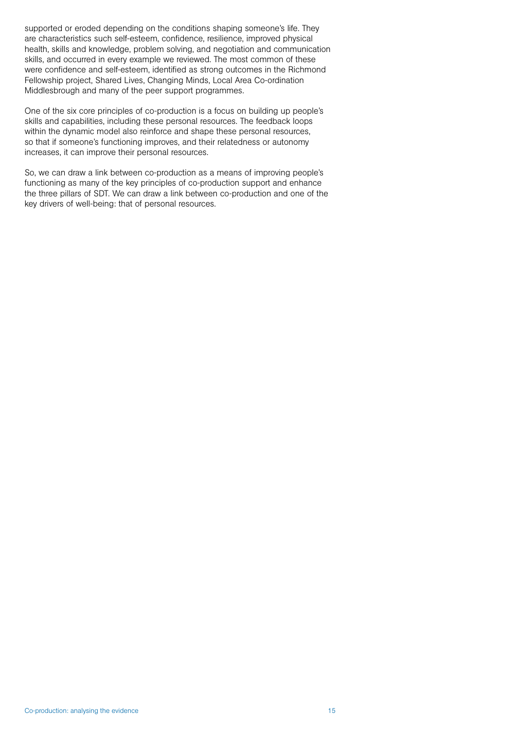supported or eroded depending on the conditions shaping someone's life. They are characteristics such self-esteem, confidence, resilience, improved physical health, skills and knowledge, problem solving, and negotiation and communication skills, and occurred in every example we reviewed. The most common of these were confidence and self-esteem, identified as strong outcomes in the Richmond Fellowship project, Shared Lives, Changing Minds, Local Area Co-ordination Middlesbrough and many of the peer support programmes.

One of the six core principles of co-production is a focus on building up people's skills and capabilities, including these personal resources. The feedback loops within the dynamic model also reinforce and shape these personal resources, so that if someone's functioning improves, and their relatedness or autonomy increases, it can improve their personal resources.

So, we can draw a link between co-production as a means of improving people's functioning as many of the key principles of co-production support and enhance the three pillars of SDT. We can draw a link between co-production and one of the key drivers of well-being: that of personal resources.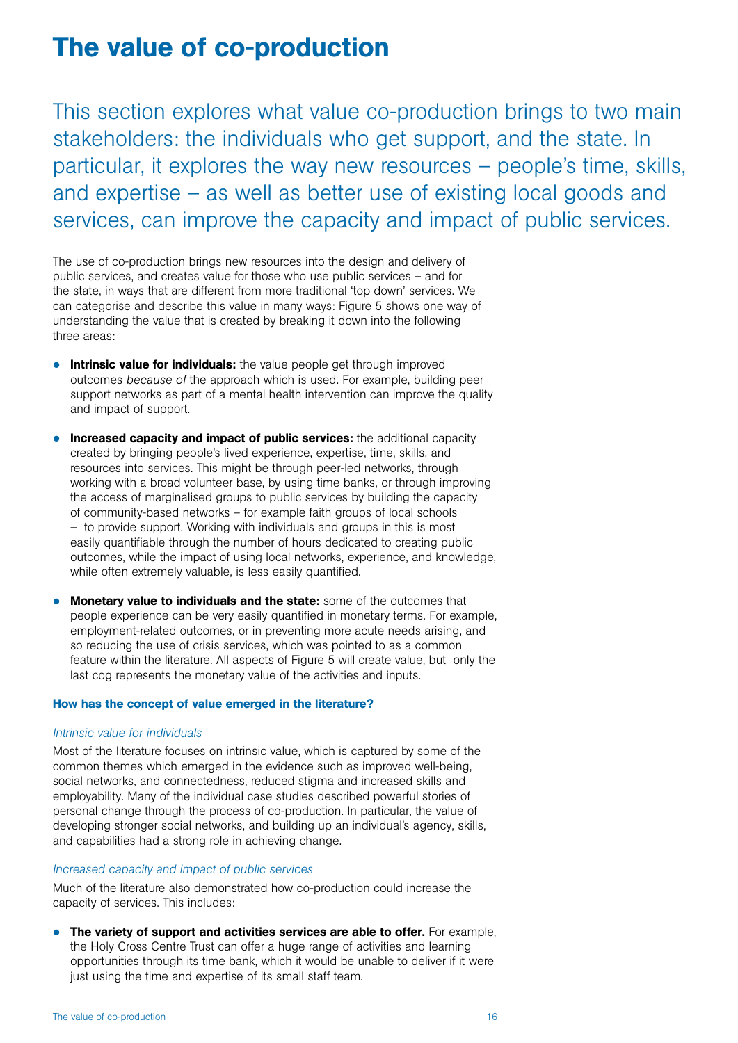# The value of co-production

This section explores what value co-production brings to two main stakeholders: the individuals who get support, and the state. In particular, it explores the way new resources – people's time, skills, and expertise – as well as better use of existing local goods and services, can improve the capacity and impact of public services.

The use of co-production brings new resources into the design and delivery of public services, and creates value for those who use public services – and for the state, in ways that are different from more traditional 'top down' services. We can categorise and describe this value in many ways: Figure 5 shows one way of understanding the value that is created by breaking it down into the following three areas:

- **Intrinsic value for individuals:** the value people get through improved outcomes *because of* the approach which is used. For example, building peer support networks as part of a mental health intervention can improve the quality and impact of support.
- **Increased capacity and impact of public services:** the additional capacity created by bringing people's lived experience, expertise, time, skills, and resources into services. This might be through peer-led networks, through working with a broad volunteer base, by using time banks, or through improving the access of marginalised groups to public services by building the capacity of community-based networks – for example faith groups of local schools – to provide support. Working with individuals and groups in this is most easily quantifiable through the number of hours dedicated to creating public outcomes, while the impact of using local networks, experience, and knowledge, while often extremely valuable, is less easily quantified.
- **Monetary value to individuals and the state:** some of the outcomes that people experience can be very easily quantified in monetary terms. For example, employment-related outcomes, or in preventing more acute needs arising, and so reducing the use of crisis services, which was pointed to as a common feature within the literature. All aspects of Figure 5 will create value, but only the last cog represents the monetary value of the activities and inputs.

### How has the concept of value emerged in the literature?

*Intrinsic value for individuals*

Most of the literature focuses on intrinsic value, which is captured by some of the common themes which emerged in the evidence such as improved well-being, social networks, and connectedness, reduced stigma and increased skills and employability. Many of the individual case studies described powerful stories of personal change through the process of co-production. In particular, the value of developing stronger social networks, and building up an individual's agency, skills, and capabilities had a strong role in achieving change.

*Increased capacity and impact of public services*

Much of the literature also demonstrated how co-production could increase the capacity of services. This includes:

- **The variety of support and activities services are able to offer.** For example, the Holy Cross Centre Trust can offer a huge range of activities and learning opportunities through its time bank, which it would be unable to deliver if it were just using the time and expertise of its small staff team.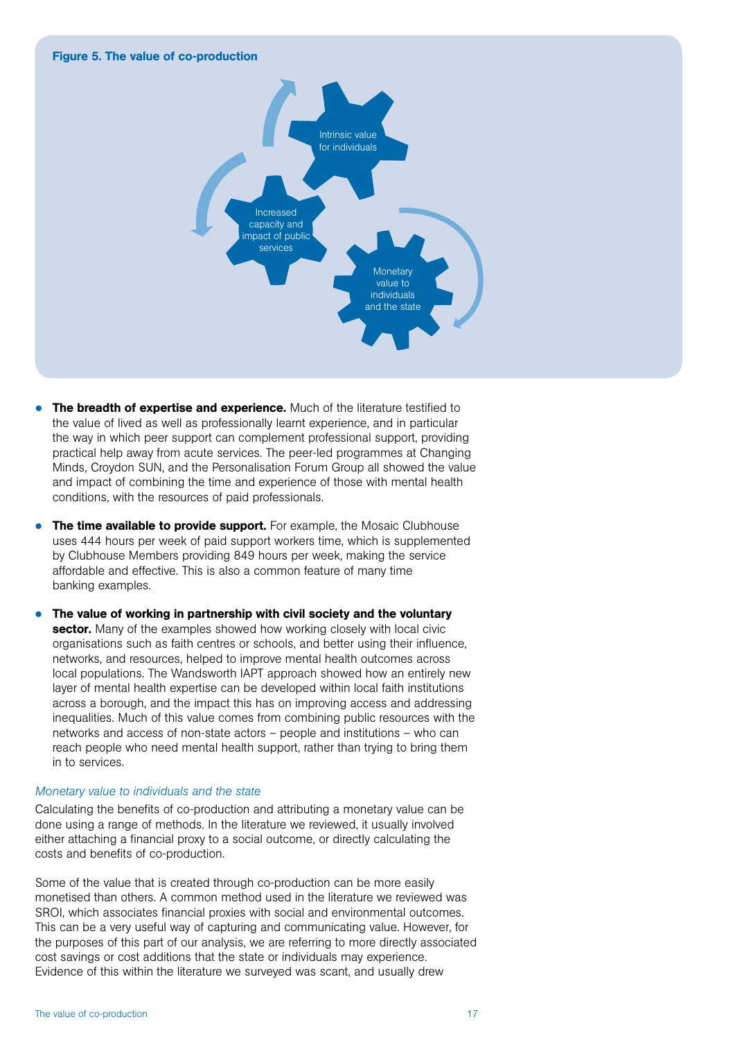**Figure 5. The value of co-production**

Intrinsic value for individuals

Increased capacity and impact of public services

Monetary value to individuals and the state

- **The breadth of expertise and experience.** Much of the literature testified to the value of lived as well as professionally learnt experience, and in particular the way in which peer support can complement professional support, providing practical help away from acute services. The peer-led programmes at Changing Minds, Croydon SUN, and the Personalisation Forum Group all showed the value and impact of combining the time and experience of those with mental health conditions, with the resources of paid professionals.

- **The time available to provide support.** For example, the Mosaic Clubhouse uses 444 hours per week of paid support workers time, which is supplemented by Clubhouse Members providing 849 hours per week, making the service affordable and effective. This is also a common feature of many time banking examples.

- **The value of working in partnership with civil society and the voluntary sector.** Many of the examples showed how working closely with local civic organisations such as faith centres or schools, and better using their influence, networks, and resources, helped to improve mental health outcomes across local populations. The Wandsworth IAPT approach showed how an entirely new layer of mental health expertise can be developed within local faith institutions across a borough, and the impact this has on improving access and addressing inequalities. Much of this value comes from combining public resources with the networks and access of non-state actors – people and institutions – who can reach people who need mental health support, rather than trying to bring them in to services.

*Monetary value to individuals and the state*

Calculating the benefits of co-production and attributing a monetary value can be done using a range of methods. In the literature we reviewed, it usually involved either attaching a financial proxy to a social outcome, or directly calculating the costs and benefits of co-production.

Some of the value that is created through co-production can be more easily monetised than others. A common method used in the literature we reviewed was SROI, which associates financial proxies with social and environmental outcomes. This can be a very useful way of capturing and communicating value. However, for the purposes of this part of our analysis, we are referring to more directly associated cost savings or cost additions that the state or individuals may experience. Evidence of this within the literature we surveyed was scant, and usually drew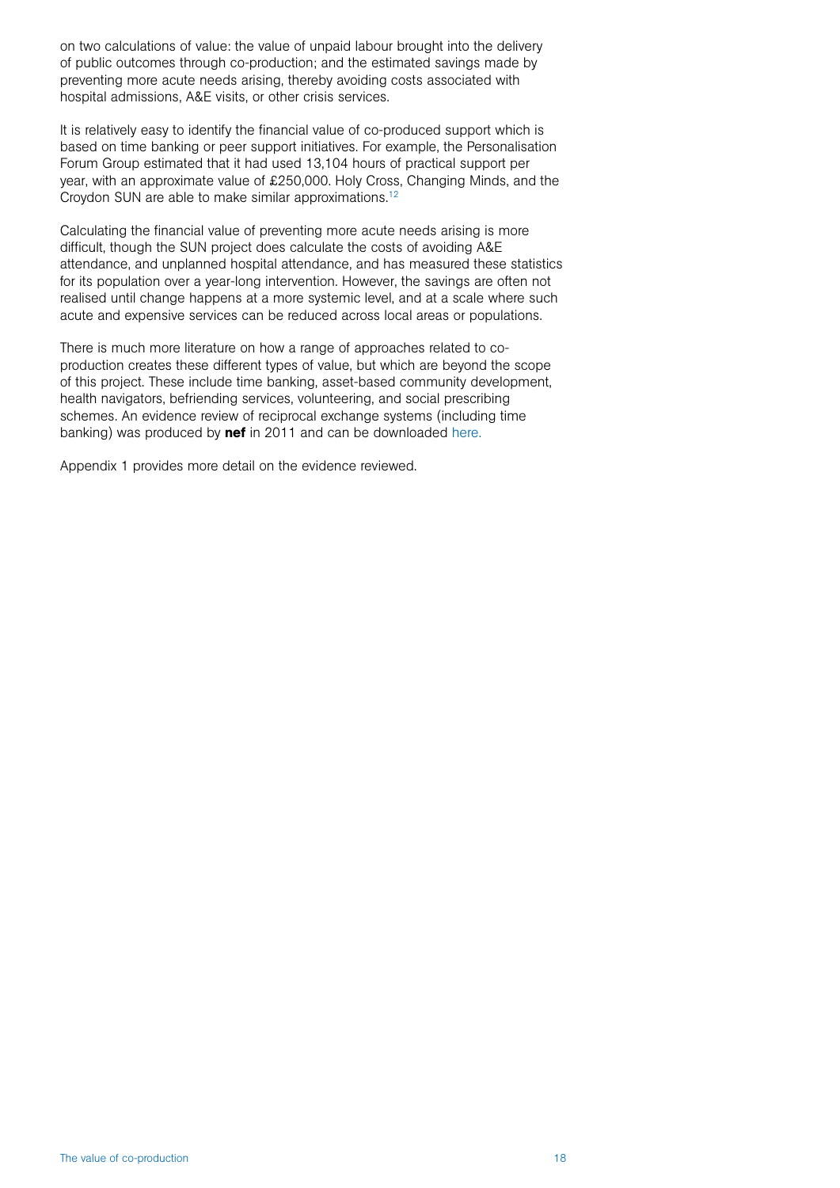on two calculations of value: the value of unpaid labour brought into the delivery of public outcomes through co-production; and the estimated savings made by preventing more acute needs arising, thereby avoiding costs associated with hospital admissions, A&E visits, or other crisis services.

It is relatively easy to identify the financial value of co-produced support which is based on time banking or peer support initiatives. For example, the Personalisation Forum Group estimated that it had used 13,104 hours of practical support per year, with an approximate value of £250,000. Holy Cross, Changing Minds, and the Croydon SUN are able to make similar approximations.[12]

Calculating the financial value of preventing more acute needs arising is more difficult, though the SUN project does calculate the costs of avoiding A&E attendance, and unplanned hospital attendance, and has measured these statistics for its population over a year-long intervention. However, the savings are often not realised until change happens at a more systemic level, and at a scale where such acute and expensive services can be reduced across local areas or populations.

There is much more literature on how a range of approaches related to co-production creates these different types of value, but which are beyond the scope of this project. These include time banking, asset-based community development, health navigators, befriending services, volunteering, and social prescribing schemes. An evidence review of reciprocal exchange systems (including time banking) was produced by **nef** in 2011 and can be downloaded here.

Appendix 1 provides more detail on the evidence reviewed.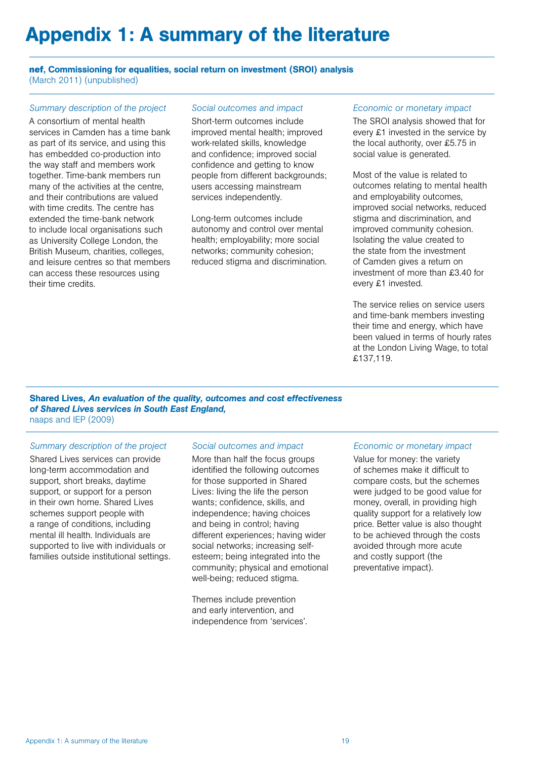# Appendix 1: A summary of the literature

**nef, Commissioning for equalities, social return on investment (SROI) analysis**
(March 2011) (unpublished)

*Summary description of the project*

A consortium of mental health services in Camden has a time bank as part of its service, and using this has embedded co-production into the way staff and members work together. Time-bank members run many of the activities at the centre, and their contributions are valued with time credits. The centre has extended the time-bank network to include local organisations such as University College London, the British Museum, charities, colleges, and leisure centres so that members can access these resources using their time credits.

*Social outcomes and impact*

Short-term outcomes include improved mental health; improved work-related skills, knowledge and confidence; improved social confidence and getting to know people from different backgrounds; users accessing mainstream services independently.

Long-term outcomes include autonomy and control over mental health; employability; more social networks; community cohesion; reduced stigma and discrimination.

*Economic or monetary impact*

The SROI analysis showed that for every £1 invested in the service by the local authority, over £5.75 in social value is generated.

Most of the value is related to outcomes relating to mental health and employability outcomes, improved social networks, reduced stigma and discrimination, and improved community cohesion. Isolating the value created to the state from the investment of Camden gives a return on investment of more than £3.40 for every £1 invested.

The service relies on service users and time-bank members investing their time and energy, which have been valued in terms of hourly rates at the London Living Wage, to total £137,119.

**Shared Lives, *An evaluation of the quality, outcomes and cost effectiveness of Shared Lives services in South East England,***
naaps and IEP (2009)

*Summary description of the project*

Shared Lives services can provide long-term accommodation and support, short breaks, daytime support, or support for a person in their own home. Shared Lives schemes support people with a range of conditions, including mental ill health. Individuals are supported to live with individuals or families outside institutional settings.

*Social outcomes and impact*

More than half the focus groups identified the following outcomes for those supported in Shared Lives: living the life the person wants; confidence, skills, and independence; having choices and being in control; having different experiences; having wider social networks; increasing self-esteem; being integrated into the community; physical and emotional well-being; reduced stigma.

Themes include prevention and early intervention, and independence from 'services'.

*Economic or monetary impact*

Value for money: the variety of schemes make it difficult to compare costs, but the schemes were judged to be good value for money, overall, in providing high quality support for a relatively low price. Better value is also thought to be achieved through the costs avoided through more acute and costly support (the preventative impact).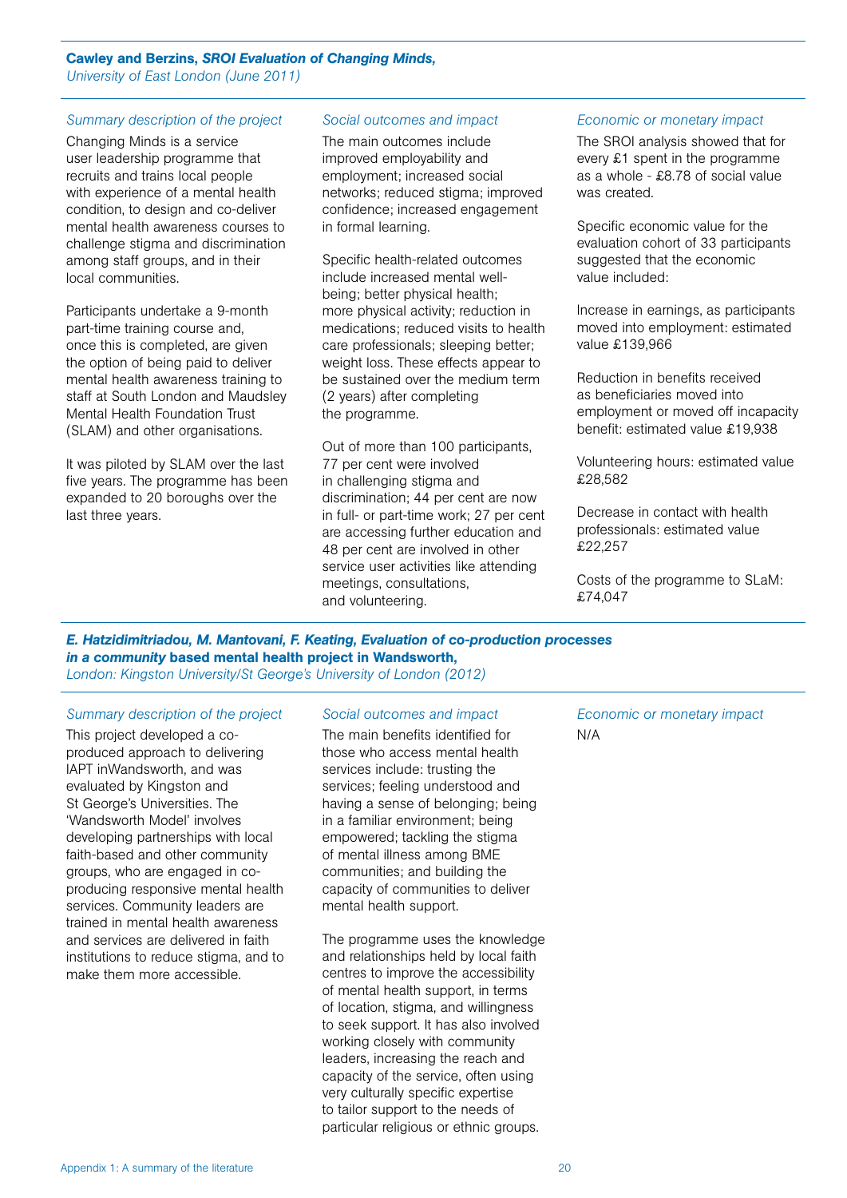**Cawley and Berzins, *SROI Evaluation of Changing Minds,***
*University of East London (June 2011)*

*Summary description of the project*

Changing Minds is a service user leadership programme that recruits and trains local people with experience of a mental health condition, to design and co-deliver mental health awareness courses to challenge stigma and discrimination among staff groups, and in their local communities.

Participants undertake a 9-month part-time training course and, once this is completed, are given the option of being paid to deliver mental health awareness training to staff at South London and Maudsley Mental Health Foundation Trust (SLAM) and other organisations.

It was piloted by SLAM over the last five years. The programme has been expanded to 20 boroughs over the last three years.

*Social outcomes and impact*

The main outcomes include improved employability and employment; increased social networks; reduced stigma; improved confidence; increased engagement in formal learning.

Specific health-related outcomes include increased mental well-being; better physical health; more physical activity; reduction in medications; reduced visits to health care professionals; sleeping better; weight loss. These effects appear to be sustained over the medium term (2 years) after completing the programme.

Out of more than 100 participants, 77 per cent were involved in challenging stigma and discrimination; 44 per cent are now in full- or part-time work; 27 per cent are accessing further education and 48 per cent are involved in other service user activities like attending meetings, consultations, and volunteering.

*Economic or monetary impact*

The SROI analysis showed that for every £1 spent in the programme as a whole - £8.78 of social value was created.

Specific economic value for the evaluation cohort of 33 participants suggested that the economic value included:

Increase in earnings, as participants moved into employment: estimated value £139,966

Reduction in benefits received as beneficiaries moved into employment or moved off incapacity benefit: estimated value £19,938

Volunteering hours: estimated value £28,582

Decrease in contact with health professionals: estimated value £22,257

Costs of the programme to SLaM: £74,047

***E. Hatzidimitriadou, M. Mantovani, F. Keating, Evaluation of co-production processes in a community* based mental health project in Wandsworth,**
*London: Kingston University/St George's University of London (2012)*

*Summary description of the project*

This project developed a co-produced approach to delivering IAPT inWandsworth, and was evaluated by Kingston and St George's Universities. The 'Wandsworth Model' involves developing partnerships with local faith-based and other community groups, who are engaged in co-producing responsive mental health services. Community leaders are trained in mental health awareness and services are delivered in faith institutions to reduce stigma, and to make them more accessible.

*Social outcomes and impact*

The main benefits identified for those who access mental health services include: trusting the services; feeling understood and having a sense of belonging; being in a familiar environment; being empowered; tackling the stigma of mental illness among BME communities; and building the capacity of communities to deliver mental health support.

The programme uses the knowledge and relationships held by local faith centres to improve the accessibility of mental health support, in terms of location, stigma, and willingness to seek support. It has also involved working closely with community leaders, increasing the reach and capacity of the service, often using very culturally specific expertise to tailor support to the needs of particular religious or ethnic groups.

*Economic or monetary impact*

N/A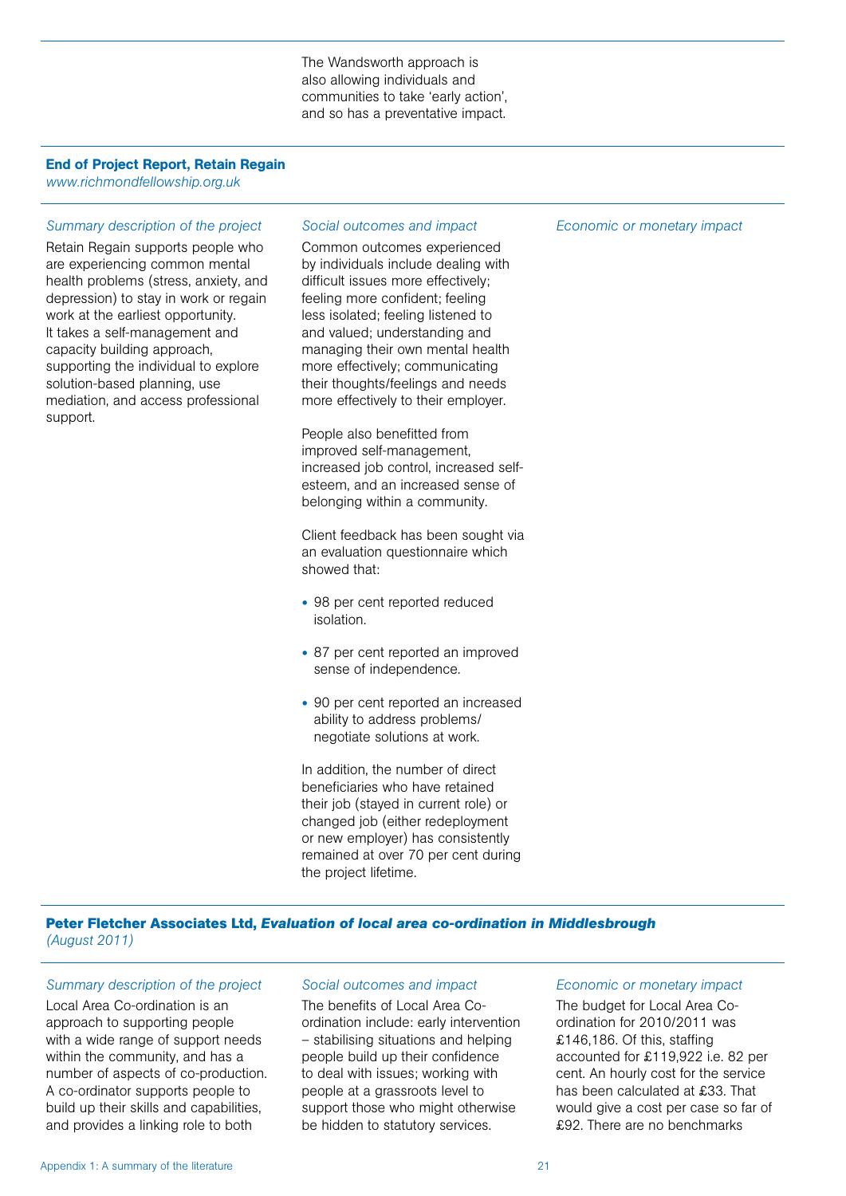The Wandsworth approach is also allowing individuals and communities to take 'early action', and so has a preventative impact.

**End of Project Report, Retain Regain**
*www.richmondfellowship.org.uk*

*Summary description of the project*

Retain Regain supports people who are experiencing common mental health problems (stress, anxiety, and depression) to stay in work or regain work at the earliest opportunity. It takes a self-management and capacity building approach, supporting the individual to explore solution-based planning, use mediation, and access professional support.

*Social outcomes and impact*

Common outcomes experienced by individuals include dealing with difficult issues more effectively; feeling more confident; feeling less isolated; feeling listened to and valued; understanding and managing their own mental health more effectively; communicating their thoughts/feelings and needs more effectively to their employer.

People also benefitted from improved self-management, increased job control, increased self-esteem, and an increased sense of belonging within a community.

Client feedback has been sought via an evaluation questionnaire which showed that:

- 98 per cent reported reduced isolation.
- 87 per cent reported an improved sense of independence.
- 90 per cent reported an increased ability to address problems/negotiate solutions at work.

In addition, the number of direct beneficiaries who have retained their job (stayed in current role) or changed job (either redeployment or new employer) has consistently remained at over 70 per cent during the project lifetime.

*Economic or monetary impact*

**Peter Fletcher Associates Ltd, *Evaluation of local area co-ordination in Middlesbrough*** *(August 2011)*

*Summary description of the project*

Local Area Co-ordination is an approach to supporting people with a wide range of support needs within the community, and has a number of aspects of co-production. A co-ordinator supports people to build up their skills and capabilities, and provides a linking role to both

*Social outcomes and impact*

The benefits of Local Area Co-ordination include: early intervention – stabilising situations and helping people build up their confidence to deal with issues; working with people at a grassroots level to support those who might otherwise be hidden to statutory services.

*Economic or monetary impact*

The budget for Local Area Co-ordination for 2010/2011 was £146,186. Of this, staffing accounted for £119,922 i.e. 82 per cent. An hourly cost for the service has been calculated at £33. That would give a cost per case so far of £92. There are no benchmarks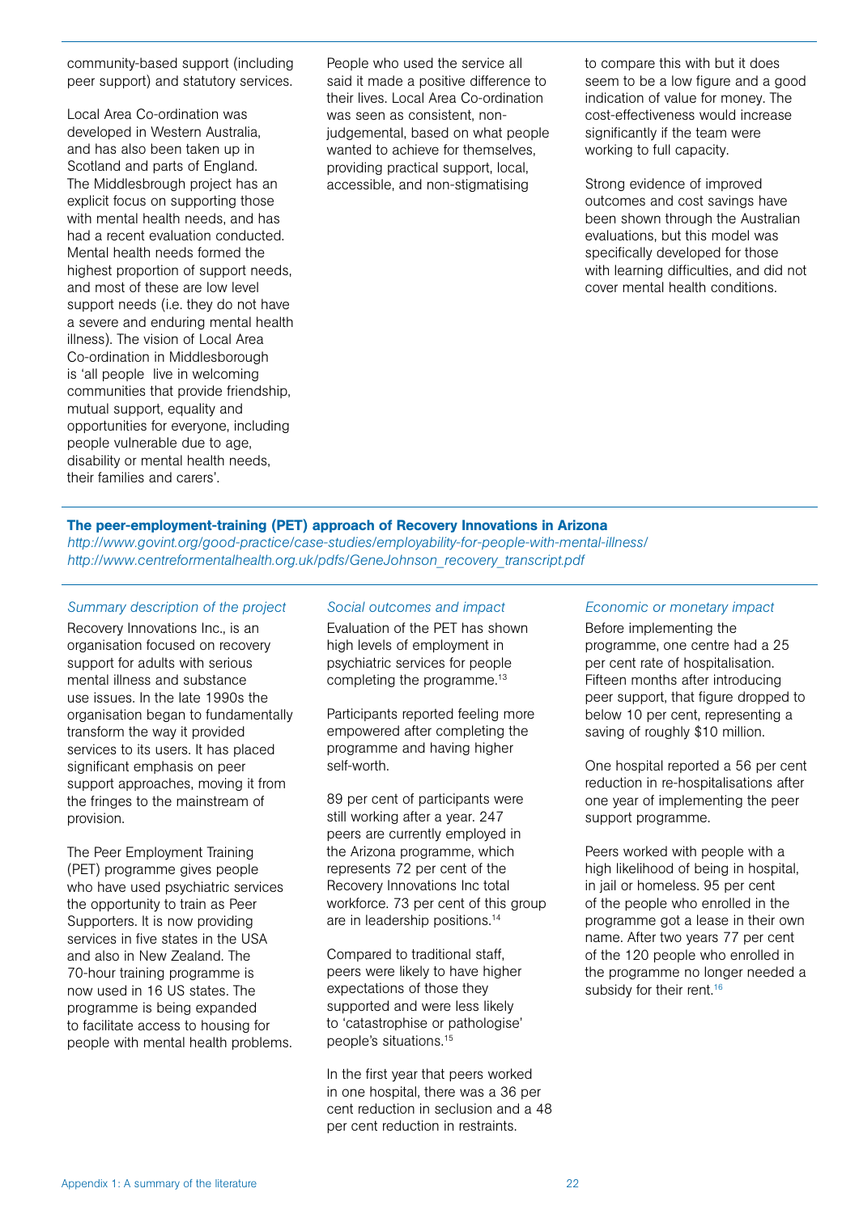community-based support (including peer support) and statutory services.

Local Area Co-ordination was developed in Western Australia, and has also been taken up in Scotland and parts of England. The Middlesbrough project has an explicit focus on supporting those with mental health needs, and has had a recent evaluation conducted. Mental health needs formed the highest proportion of support needs, and most of these are low level support needs (i.e. they do not have a severe and enduring mental health illness). The vision of Local Area Co-ordination in Middlesborough is 'all people live in welcoming communities that provide friendship, mutual support, equality and opportunities for everyone, including people vulnerable due to age, disability or mental health needs, their families and carers'.

People who used the service all said it made a positive difference to their lives. Local Area Co-ordination was seen as consistent, non-judgemental, based on what people wanted to achieve for themselves, providing practical support, local, accessible, and non-stigmatising

to compare this with but it does seem to be a low figure and a good indication of value for money. The cost-effectiveness would increase significantly if the team were working to full capacity.

Strong evidence of improved outcomes and cost savings have been shown through the Australian evaluations, but this model was specifically developed for those with learning difficulties, and did not cover mental health conditions.

## The peer-employment-training (PET) approach of Recovery Innovations in Arizona

*http://www.govint.org/good-practice/case-studies/employability-for-people-with-mental-illness/*
*http://www.centreformentalhealth.org.uk/pdfs/GeneJohnson_recovery_transcript.pdf*

*Summary description of the project*

Recovery Innovations Inc., is an organisation focused on recovery support for adults with serious mental illness and substance use issues. In the late 1990s the organisation began to fundamentally transform the way it provided services to its users. It has placed significant emphasis on peer support approaches, moving it from the fringes to the mainstream of provision.

The Peer Employment Training (PET) programme gives people who have used psychiatric services the opportunity to train as Peer Supporters. It is now providing services in five states in the USA and also in New Zealand. The 70-hour training programme is now used in 16 US states. The programme is being expanded to facilitate access to housing for people with mental health problems.

*Social outcomes and impact*

Evaluation of the PET has shown high levels of employment in psychiatric services for people completing the programme.[13]

Participants reported feeling more empowered after completing the programme and having higher self-worth.

89 per cent of participants were still working after a year. 247 peers are currently employed in the Arizona programme, which represents 72 per cent of the Recovery Innovations Inc total workforce. 73 per cent of this group are in leadership positions.[14]

Compared to traditional staff, peers were likely to have higher expectations of those they supported and were less likely to 'catastrophise or pathologise' people's situations.[15]

In the first year that peers worked in one hospital, there was a 36 per cent reduction in seclusion and a 48 per cent reduction in restraints.

*Economic or monetary impact*

Before implementing the programme, one centre had a 25 per cent rate of hospitalisation. Fifteen months after introducing peer support, that figure dropped to below 10 per cent, representing a saving of roughly $10 million.

One hospital reported a 56 per cent reduction in re-hospitalisations after one year of implementing the peer support programme.

Peers worked with people with a high likelihood of being in hospital, in jail or homeless. 95 per cent of the people who enrolled in the programme got a lease in their own name. After two years 77 per cent of the 120 people who enrolled in the programme no longer needed a subsidy for their rent.[16]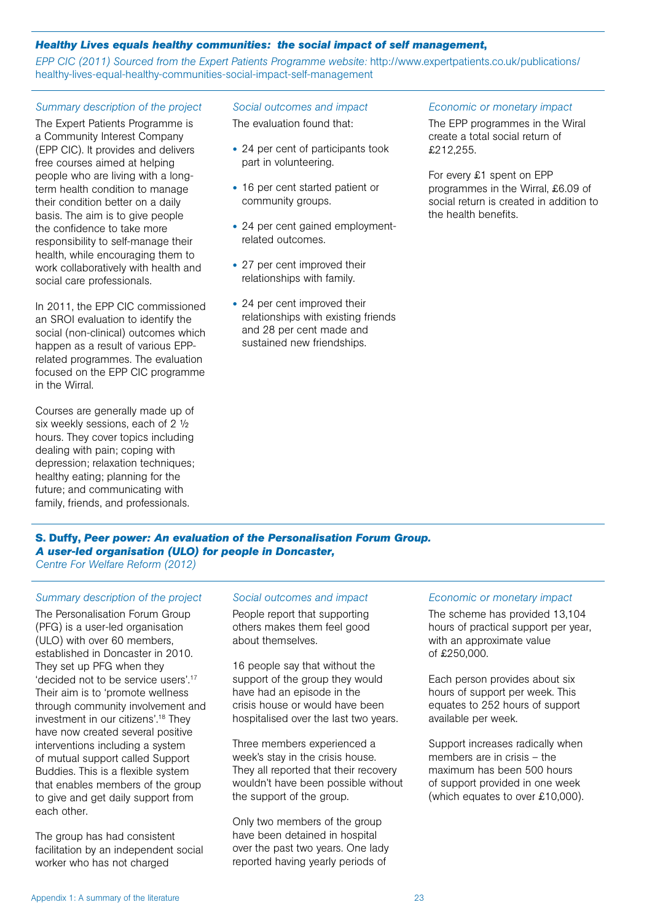### ***Healthy Lives equals healthy communities: the social impact of self management,***

*EPP CIC (2011) Sourced from the Expert Patients Programme website:* http://www.expertpatients.co.uk/publications/healthy-lives-equal-healthy-communities-social-impact-self-management

*Summary description of the project*

The Expert Patients Programme is a Community Interest Company (EPP CIC). It provides and delivers free courses aimed at helping people who are living with a long-term health condition to manage their condition better on a daily basis. The aim is to give people the confidence to take more responsibility to self-manage their health, while encouraging them to work collaboratively with health and social care professionals.

In 2011, the EPP CIC commissioned an SROI evaluation to identify the social (non-clinical) outcomes which happen as a result of various EPP-related programmes. The evaluation focused on the EPP CIC programme in the Wirral.

Courses are generally made up of six weekly sessions, each of 2 ½ hours. They cover topics including dealing with pain; coping with depression; relaxation techniques; healthy eating; planning for the future; and communicating with family, friends, and professionals.

*Social outcomes and impact*

The evaluation found that:

- 24 per cent of participants took part in volunteering.
- 16 per cent started patient or community groups.
- 24 per cent gained employment-related outcomes.
- 27 per cent improved their relationships with family.
- 24 per cent improved their relationships with existing friends and 28 per cent made and sustained new friendships.

*Economic or monetary impact*

The EPP programmes in the Wiral create a total social return of £212,255.

For every £1 spent on EPP programmes in the Wirral, £6.09 of social return is created in addition to the health benefits.

### **S. Duffy, *Peer power: An evaluation of the Personalisation Forum Group. A user-led organisation (ULO) for people in Doncaster,***

*Centre For Welfare Reform (2012)*

*Summary description of the project*

The Personalisation Forum Group (PFG) is a user-led organisation (ULO) with over 60 members, established in Doncaster in 2010. They set up PFG when they 'decided not to be service users'.[17] Their aim is to 'promote wellness through community involvement and investment in our citizens'.[18] They have now created several positive interventions including a system of mutual support called Support Buddies. This is a flexible system that enables members of the group to give and get daily support from each other.

The group has had consistent facilitation by an independent social worker who has not charged

*Social outcomes and impact*

People report that supporting others makes them feel good about themselves.

16 people say that without the support of the group they would have had an episode in the crisis house or would have been hospitalised over the last two years.

Three members experienced a week's stay in the crisis house. They all reported that their recovery wouldn't have been possible without the support of the group.

Only two members of the group have been detained in hospital over the past two years. One lady reported having yearly periods of

*Economic or monetary impact*

The scheme has provided 13,104 hours of practical support per year, with an approximate value of £250,000.

Each person provides about six hours of support per week. This equates to 252 hours of support available per week.

Support increases radically when members are in crisis – the maximum has been 500 hours of support provided in one week (which equates to over £10,000).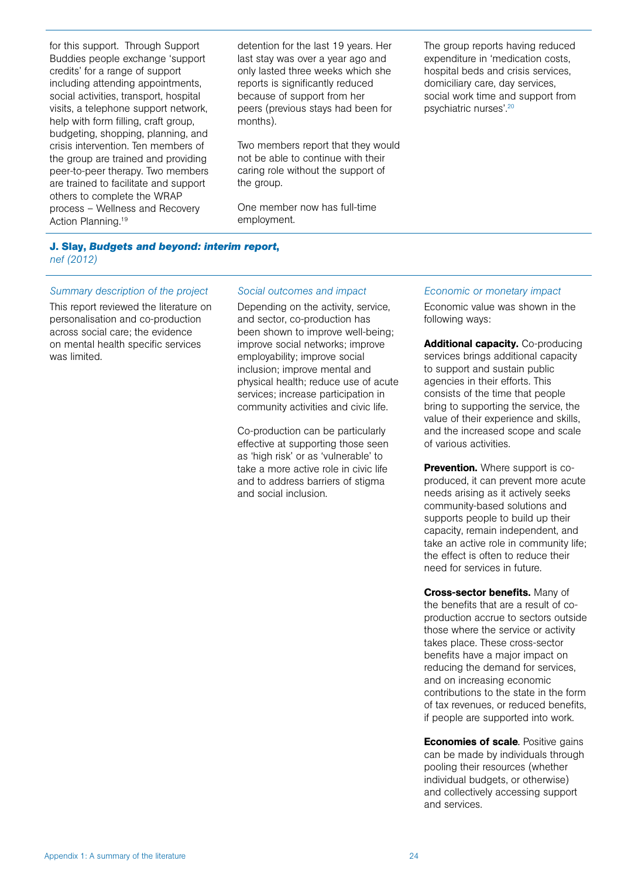for this support. Through Support Buddies people exchange 'support credits' for a range of support including attending appointments, social activities, transport, hospital visits, a telephone support network, help with form filling, craft group, budgeting, shopping, planning, and crisis intervention. Ten members of the group are trained and providing peer-to-peer therapy. Two members are trained to facilitate and support others to complete the WRAP process – Wellness and Recovery Action Planning.[19]

detention for the last 19 years. Her last stay was over a year ago and only lasted three weeks which she reports is significantly reduced because of support from her peers (previous stays had been for months).

Two members report that they would not be able to continue with their caring role without the support of the group.

One member now has full-time employment.

The group reports having reduced expenditure in 'medication costs, hospital beds and crisis services, domiciliary care, day services, social work time and support from psychiatric nurses'.[20]

**J. Slay, *Budgets and beyond: interim report*,**
*nef (2012)*

*Summary description of the project*

This report reviewed the literature on personalisation and co-production across social care; the evidence on mental health specific services was limited.

*Social outcomes and impact*

Depending on the activity, service, and sector, co-production has been shown to improve well-being; improve social networks; improve employability; improve social inclusion; improve mental and physical health; reduce use of acute services; increase participation in community activities and civic life.

Co-production can be particularly effective at supporting those seen as 'high risk' or as 'vulnerable' to take a more active role in civic life and to address barriers of stigma and social inclusion.

*Economic or monetary impact*

Economic value was shown in the following ways:

**Additional capacity.** Co-producing services brings additional capacity to support and sustain public agencies in their efforts. This consists of the time that people bring to supporting the service, the value of their experience and skills, and the increased scope and scale of various activities.

**Prevention.** Where support is co-produced, it can prevent more acute needs arising as it actively seeks community-based solutions and supports people to build up their capacity, remain independent, and take an active role in community life; the effect is often to reduce their need for services in future.

**Cross-sector benefits.** Many of the benefits that are a result of co-production accrue to sectors outside those where the service or activity takes place. These cross-sector benefits have a major impact on reducing the demand for services, and on increasing economic contributions to the state in the form of tax revenues, or reduced benefits, if people are supported into work.

**Economies of scale**. Positive gains can be made by individuals through pooling their resources (whether individual budgets, or otherwise) and collectively accessing support and services.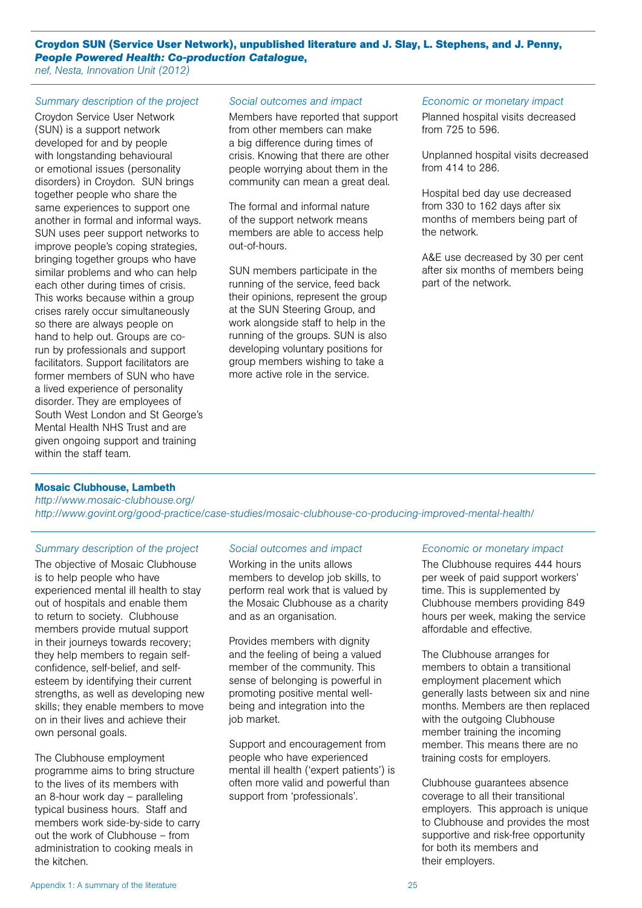**Croydon SUN (Service User Network), unpublished literature and J. Slay, L. Stephens, and J. Penny, *People Powered Health: Co-production Catalogue*,**
*nef, Nesta, Innovation Unit (2012)*

*Summary description of the project*

Croydon Service User Network (SUN) is a support network developed for and by people with longstanding behavioural or emotional issues (personality disorders) in Croydon. SUN brings together people who share the same experiences to support one another in formal and informal ways. SUN uses peer support networks to improve people's coping strategies, bringing together groups who have similar problems and who can help each other during times of crisis. This works because within a group crises rarely occur simultaneously so there are always people on hand to help out. Groups are co-run by professionals and support facilitators. Support facilitators are former members of SUN who have a lived experience of personality disorder. They are employees of South West London and St George's Mental Health NHS Trust and are given ongoing support and training within the staff team.

*Social outcomes and impact*

Members have reported that support from other members can make a big difference during times of crisis. Knowing that there are other people worrying about them in the community can mean a great deal.

The formal and informal nature of the support network means members are able to access help out-of-hours.

SUN members participate in the running of the service, feed back their opinions, represent the group at the SUN Steering Group, and work alongside staff to help in the running of the groups. SUN is also developing voluntary positions for group members wishing to take a more active role in the service.

*Economic or monetary impact*

Planned hospital visits decreased from 725 to 596.

Unplanned hospital visits decreased from 414 to 286.

Hospital bed day use decreased from 330 to 162 days after six months of members being part of the network.

A&E use decreased by 30 per cent after six months of members being part of the network.

**Mosaic Clubhouse, Lambeth**
*http://www.mosaic-clubhouse.org/*
*http://www.govint.org/good-practice/case-studies/mosaic-clubhouse-co-producing-improved-mental-health/*

*Summary description of the project*

The objective of Mosaic Clubhouse is to help people who have experienced mental ill health to stay out of hospitals and enable them to return to society. Clubhouse members provide mutual support in their journeys towards recovery; they help members to regain self-confidence, self-belief, and self-esteem by identifying their current strengths, as well as developing new skills; they enable members to move on in their lives and achieve their own personal goals.

The Clubhouse employment programme aims to bring structure to the lives of its members with an 8-hour work day – paralleling typical business hours. Staff and members work side-by-side to carry out the work of Clubhouse – from administration to cooking meals in the kitchen.

*Social outcomes and impact*

Working in the units allows members to develop job skills, to perform real work that is valued by the Mosaic Clubhouse as a charity and as an organisation.

Provides members with dignity and the feeling of being a valued member of the community. This sense of belonging is powerful in promoting positive mental well-being and integration into the job market.

Support and encouragement from people who have experienced mental ill health ('expert patients') is often more valid and powerful than support from 'professionals'.

*Economic or monetary impact*

The Clubhouse requires 444 hours per week of paid support workers' time. This is supplemented by Clubhouse members providing 849 hours per week, making the service affordable and effective.

The Clubhouse arranges for members to obtain a transitional employment placement which generally lasts between six and nine months. Members are then replaced with the outgoing Clubhouse member training the incoming member. This means there are no training costs for employers.

Clubhouse guarantees absence coverage to all their transitional employers. This approach is unique to Clubhouse and provides the most supportive and risk-free opportunity for both its members and their employers.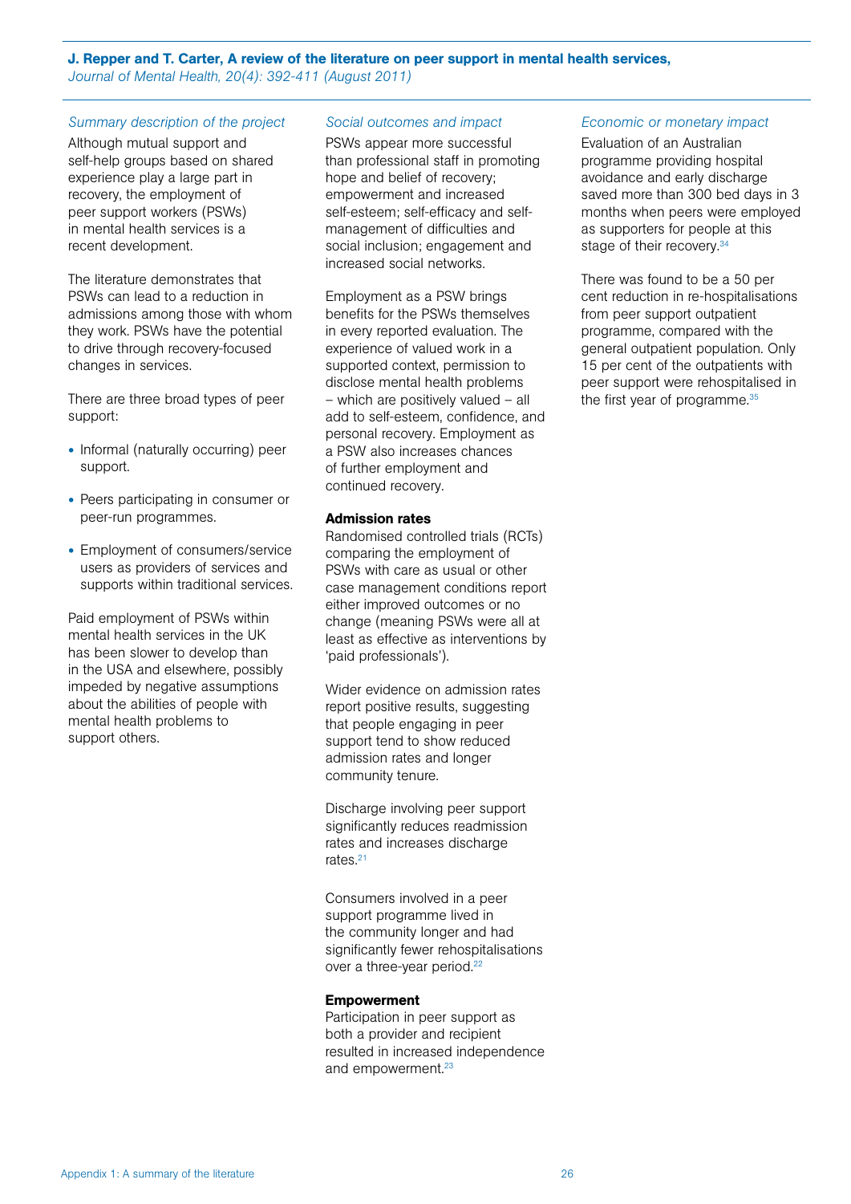**J. Repper and T. Carter, A review of the literature on peer support in mental health services,**
*Journal of Mental Health, 20(4): 392-411 (August 2011)*

*Summary description of the project*

Although mutual support and self-help groups based on shared experience play a large part in recovery, the employment of peer support workers (PSWs) in mental health services is a recent development.

The literature demonstrates that PSWs can lead to a reduction in admissions among those with whom they work. PSWs have the potential to drive through recovery-focused changes in services.

There are three broad types of peer support:

- Informal (naturally occurring) peer support.
- Peers participating in consumer or peer-run programmes.
- Employment of consumers/service users as providers of services and supports within traditional services.

Paid employment of PSWs within mental health services in the UK has been slower to develop than in the USA and elsewhere, possibly impeded by negative assumptions about the abilities of people with mental health problems to support others.

*Social outcomes and impact*

PSWs appear more successful than professional staff in promoting hope and belief of recovery; empowerment and increased self-esteem; self-efficacy and self-management of difficulties and social inclusion; engagement and increased social networks.

Employment as a PSW brings benefits for the PSWs themselves in every reported evaluation. The experience of valued work in a supported context, permission to disclose mental health problems – which are positively valued – all add to self-esteem, confidence, and personal recovery. Employment as a PSW also increases chances of further employment and continued recovery.

**Admission rates**

Randomised controlled trials (RCTs) comparing the employment of PSWs with care as usual or other case management conditions report either improved outcomes or no change (meaning PSWs were all at least as effective as interventions by 'paid professionals').

Wider evidence on admission rates report positive results, suggesting that people engaging in peer support tend to show reduced admission rates and longer community tenure.

Discharge involving peer support significantly reduces readmission rates and increases discharge rates.[21]

Consumers involved in a peer support programme lived in the community longer and had significantly fewer rehospitalisations over a three-year period.[22]

**Empowerment**

Participation in peer support as both a provider and recipient resulted in increased independence and empowerment.[23]

*Economic or monetary impact*

Evaluation of an Australian programme providing hospital avoidance and early discharge saved more than 300 bed days in 3 months when peers were employed as supporters for people at this stage of their recovery.[34]

There was found to be a 50 per cent reduction in re-hospitalisations from peer support outpatient programme, compared with the general outpatient population. Only 15 per cent of the outpatients with peer support were rehospitalised in the first year of programme.[35]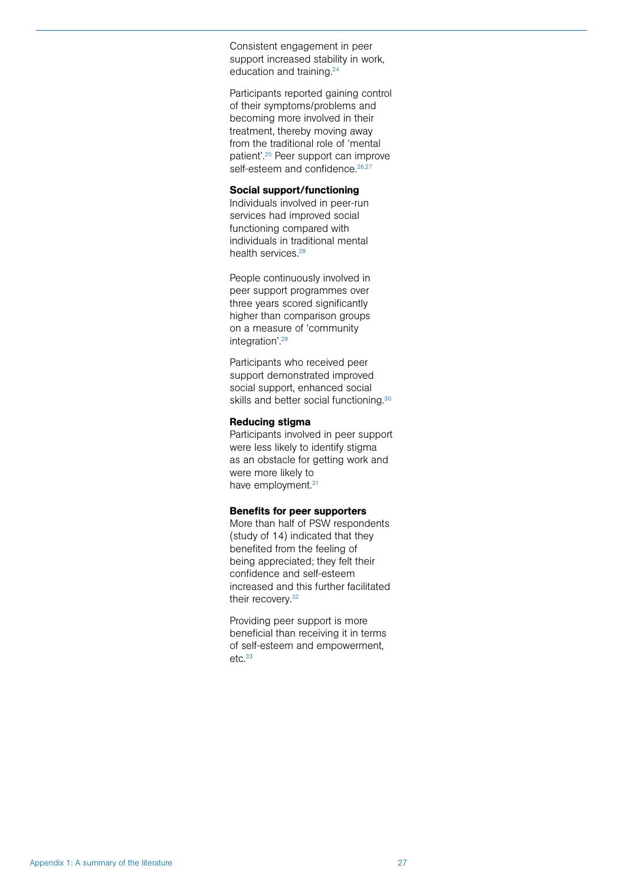Consistent engagement in peer support increased stability in work, education and training.[24]

Participants reported gaining control of their symptoms/problems and becoming more involved in their treatment, thereby moving away from the traditional role of 'mental patient'.[25] Peer support can improve self-esteem and confidence.[26,27]

**Social support/functioning**

Individuals involved in peer-run services had improved social functioning compared with individuals in traditional mental health services.[28]

People continuously involved in peer support programmes over three years scored significantly higher than comparison groups on a measure of 'community integration'.[29]

Participants who received peer support demonstrated improved social support, enhanced social skills and better social functioning.[30]

**Reducing stigma**

Participants involved in peer support were less likely to identify stigma as an obstacle for getting work and were more likely to have employment.[31]

**Benefits for peer supporters**

More than half of PSW respondents (study of 14) indicated that they benefited from the feeling of being appreciated; they felt their confidence and self-esteem increased and this further facilitated their recovery.[32]

Providing peer support is more beneficial than receiving it in terms of self-esteem and empowerment, etc.[33]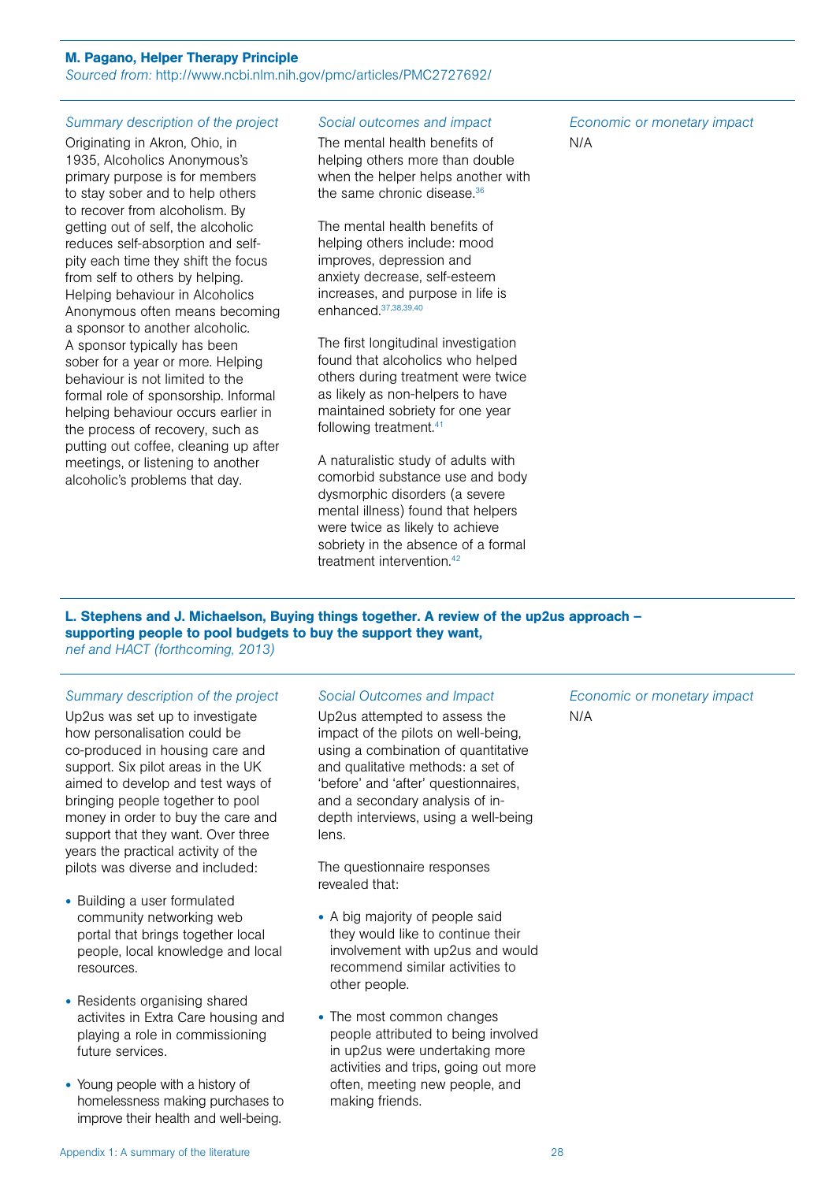**M. Pagano, Helper Therapy Principle**
*Sourced from:* http://www.ncbi.nlm.nih.gov/pmc/articles/PMC2727692/

*Summary description of the project*

Originating in Akron, Ohio, in 1935, Alcoholics Anonymous's primary purpose is for members to stay sober and to help others to recover from alcoholism. By getting out of self, the alcoholic reduces self-absorption and self-pity each time they shift the focus from self to others by helping. Helping behaviour in Alcoholics Anonymous often means becoming a sponsor to another alcoholic. A sponsor typically has been sober for a year or more. Helping behaviour is not limited to the formal role of sponsorship. Informal helping behaviour occurs earlier in the process of recovery, such as putting out coffee, cleaning up after meetings, or listening to another alcoholic's problems that day.

*Social outcomes and impact*

The mental health benefits of helping others more than double when the helper helps another with the same chronic disease.[36]

The mental health benefits of helping others include: mood improves, depression and anxiety decrease, self-esteem increases, and purpose in life is enhanced.[37,38,39,40]

The first longitudinal investigation found that alcoholics who helped others during treatment were twice as likely as non-helpers to have maintained sobriety for one year following treatment.[41]

A naturalistic study of adults with comorbid substance use and body dysmorphic disorders (a severe mental illness) found that helpers were twice as likely to achieve sobriety in the absence of a formal treatment intervention.[42]

*Economic or monetary impact*

N/A

**L. Stephens and J. Michaelson, Buying things together. A review of the up2us approach – supporting people to pool budgets to buy the support they want,**
*nef and HACT (forthcoming, 2013)*

*Summary description of the project*

Up2us was set up to investigate how personalisation could be co-produced in housing care and support. Six pilot areas in the UK aimed to develop and test ways of bringing people together to pool money in order to buy the care and support that they want. Over three years the practical activity of the pilots was diverse and included:

- Building a user formulated community networking web portal that brings together local people, local knowledge and local resources.
- Residents organising shared activites in Extra Care housing and playing a role in commissioning future services.
- Young people with a history of homelessness making purchases to improve their health and well-being.

*Social Outcomes and Impact*

Up2us attempted to assess the impact of the pilots on well-being, using a combination of quantitative and qualitative methods: a set of 'before' and 'after' questionnaires, and a secondary analysis of in-depth interviews, using a well-being lens.

The questionnaire responses revealed that:

- A big majority of people said they would like to continue their involvement with up2us and would recommend similar activities to other people.
- The most common changes people attributed to being involved in up2us were undertaking more activities and trips, going out more often, meeting new people, and making friends.

*Economic or monetary impact*

N/A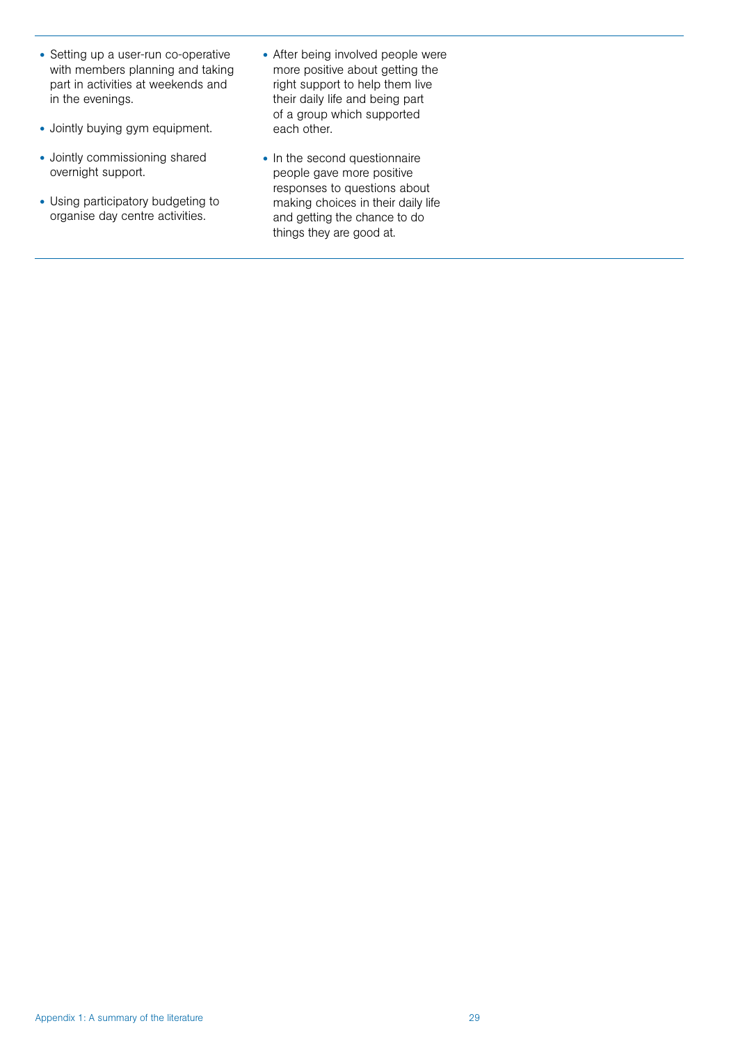- Setting up a user-run co-operative with members planning and taking part in activities at weekends and in the evenings.
- Jointly buying gym equipment.
- Jointly commissioning shared overnight support.
- Using participatory budgeting to organise day centre activities.

- After being involved people were more positive about getting the right support to help them live their daily life and being part of a group which supported each other.
- In the second questionnaire people gave more positive responses to questions about making choices in their daily life and getting the chance to do things they are good at.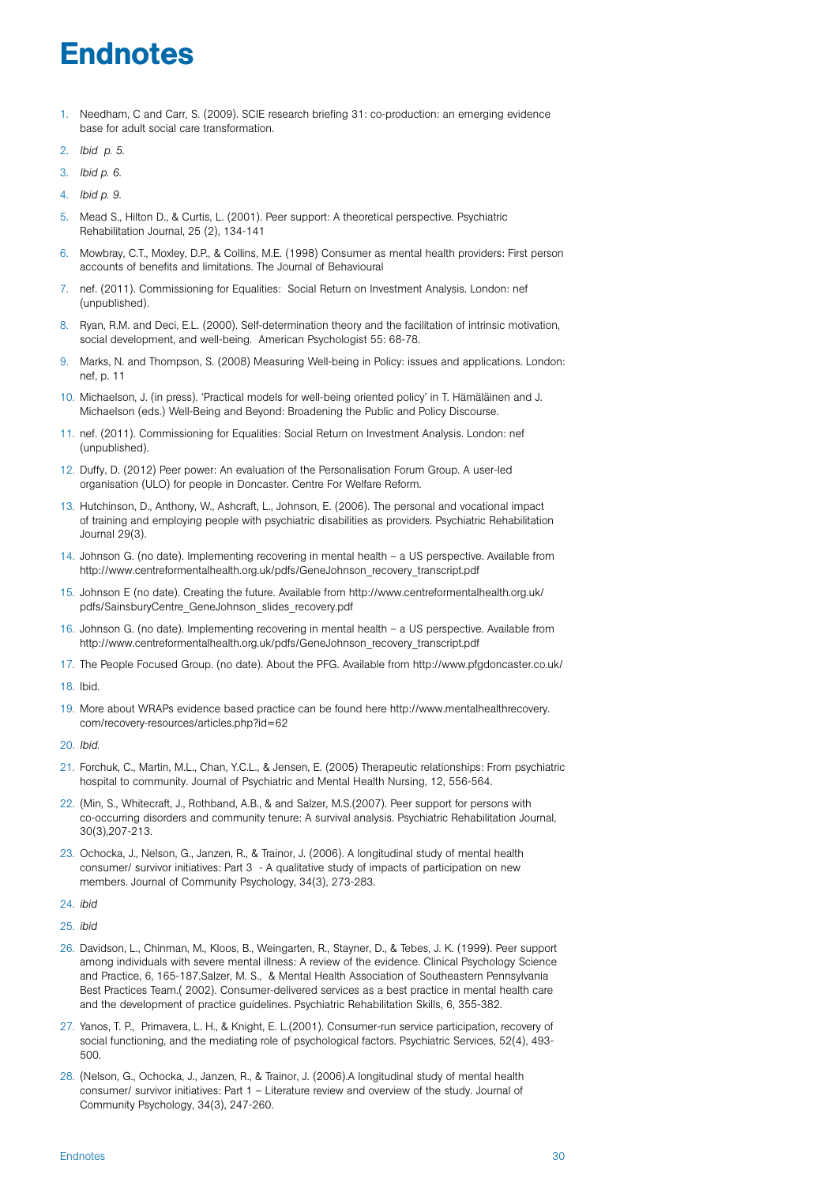# Endnotes

1. Needham, C and Carr, S. (2009). SCIE research briefing 31: co-production: an emerging evidence base for adult social care transformation.
2. *Ibid p. 5.*
3. *Ibid p. 6.*
4. *Ibid p. 9.*
5. Mead S., Hilton D., & Curtis, L. (2001). Peer support: A theoretical perspective. Psychiatric Rehabilitation Journal, 25 (2), 134-141
6. Mowbray, C.T., Moxley, D.P., & Collins, M.E. (1998) Consumer as mental health providers: First person accounts of benefits and limitations. The Journal of Behavioural
7. nef. (2011). Commissioning for Equalities: Social Return on Investment Analysis. London: nef (unpublished).
8. Ryan, R.M. and Deci, E.L. (2000). Self-determination theory and the facilitation of intrinsic motivation, social development, and well-being. American Psychologist 55: 68-78.
9. Marks, N. and Thompson, S. (2008) Measuring Well-being in Policy: issues and applications. London: nef, p. 11
10. Michaelson, J. (in press). 'Practical models for well-being oriented policy' in T. Hämäläinen and J. Michaelson (eds.) Well-Being and Beyond: Broadening the Public and Policy Discourse.
11. nef. (2011). Commissioning for Equalities: Social Return on Investment Analysis. London: nef (unpublished).
12. Duffy, D. (2012) Peer power: An evaluation of the Personalisation Forum Group. A user-led organisation (ULO) for people in Doncaster. Centre For Welfare Reform.
13. Hutchinson, D., Anthony, W., Ashcraft, L., Johnson, E. (2006). The personal and vocational impact of training and employing people with psychiatric disabilities as providers. Psychiatric Rehabilitation Journal 29(3).
14. Johnson G. (no date). Implementing recovering in mental health – a US perspective. Available from http://www.centreformentalhealth.org.uk/pdfs/GeneJohnson_recovery_transcript.pdf
15. Johnson E (no date). Creating the future. Available from http://www.centreformentalhealth.org.uk/pdfs/SainsburyCentre_GeneJohnson_slides_recovery.pdf
16. Johnson G. (no date). Implementing recovering in mental health – a US perspective. Available from http://www.centreformentalhealth.org.uk/pdfs/GeneJohnson_recovery_transcript.pdf
17. The People Focused Group. (no date). About the PFG. Available from http://www.pfgdoncaster.co.uk/
18. Ibid.
19. More about WRAPs evidence based practice can be found here http://www.mentalhealthrecovery.com/recovery-resources/articles.php?id=62
20. *Ibid.*
21. Forchuk, C., Martin, M.L., Chan, Y.C.L., & Jensen, E. (2005) Therapeutic relationships: From psychiatric hospital to community. Journal of Psychiatric and Mental Health Nursing, 12, 556-564.
22. (Min, S., Whitecraft, J., Rothband, A.B., & and Salzer, M.S.(2007). Peer support for persons with co-occurring disorders and community tenure: A survival analysis. Psychiatric Rehabilitation Journal, 30(3),207-213.
23. Ochocka, J., Nelson, G., Janzen, R., & Trainor, J. (2006). A longitudinal study of mental health consumer/ survivor initiatives: Part 3 - A qualitative study of impacts of participation on new members. Journal of Community Psychology, 34(3), 273-283.
24. *ibid*
25. *ibid*
26. Davidson, L., Chinman, M., Kloos, B., Weingarten, R., Stayner, D., & Tebes, J. K. (1999). Peer support among individuals with severe mental illness: A review of the evidence. Clinical Psychology Science and Practice, 6, 165-187.Salzer, M. S., & Mental Health Association of Southeastern Pennsylvania Best Practices Team.( 2002). Consumer-delivered services as a best practice in mental health care and the development of practice guidelines. Psychiatric Rehabilitation Skills, 6, 355-382.
27. Yanos, T. P., Primavera, L. H., & Knight, E. L.(2001). Consumer-run service participation, recovery of social functioning, and the mediating role of psychological factors. Psychiatric Services, 52(4), 493-500.
28. (Nelson, G., Ochocka, J., Janzen, R., & Trainor, J. (2006).A longitudinal study of mental health consumer/ survivor initiatives: Part 1 – Literature review and overview of the study. Journal of Community Psychology, 34(3), 247-260.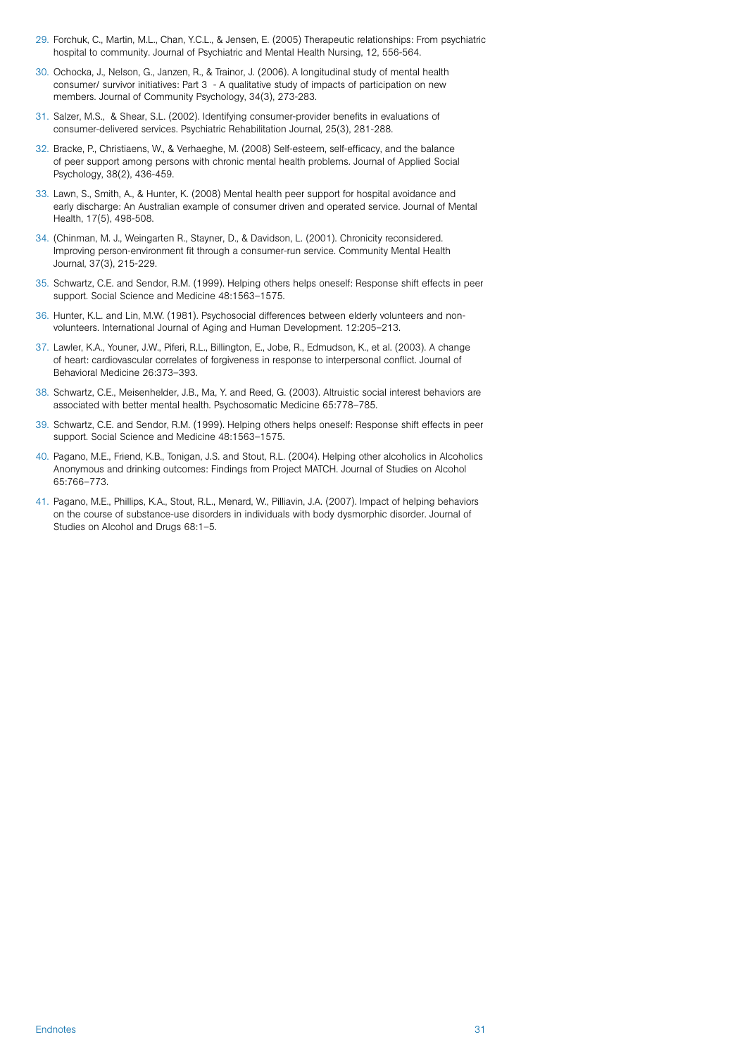29. Forchuk, C., Martin, M.L., Chan, Y.C.L., & Jensen, E. (2005) Therapeutic relationships: From psychiatric hospital to community. Journal of Psychiatric and Mental Health Nursing, 12, 556-564.

30. Ochocka, J., Nelson, G., Janzen, R., & Trainor, J. (2006). A longitudinal study of mental health consumer/ survivor initiatives: Part 3 - A qualitative study of impacts of participation on new members. Journal of Community Psychology, 34(3), 273-283.

31. Salzer, M.S., & Shear, S.L. (2002). Identifying consumer-provider benefits in evaluations of consumer-delivered services. Psychiatric Rehabilitation Journal, 25(3), 281-288.

32. Bracke, P., Christiaens, W., & Verhaeghe, M. (2008) Self-esteem, self-efficacy, and the balance of peer support among persons with chronic mental health problems. Journal of Applied Social Psychology, 38(2), 436-459.

33. Lawn, S., Smith, A., & Hunter, K. (2008) Mental health peer support for hospital avoidance and early discharge: An Australian example of consumer driven and operated service. Journal of Mental Health, 17(5), 498-508.

34. (Chinman, M. J., Weingarten R., Stayner, D., & Davidson, L. (2001). Chronicity reconsidered. Improving person-environment fit through a consumer-run service. Community Mental Health Journal, 37(3), 215-229.

35. Schwartz, C.E. and Sendor, R.M. (1999). Helping others helps oneself: Response shift effects in peer support. Social Science and Medicine 48:1563–1575.

36. Hunter, K.L. and Lin, M.W. (1981). Psychosocial differences between elderly volunteers and non-volunteers. International Journal of Aging and Human Development. 12:205–213.

37. Lawler, K.A., Youner, J.W., Piferi, R.L., Billington, E., Jobe, R., Edmudson, K., et al. (2003). A change of heart: cardiovascular correlates of forgiveness in response to interpersonal conflict. Journal of Behavioral Medicine 26:373–393.

38. Schwartz, C.E., Meisenhelder, J.B., Ma, Y. and Reed, G. (2003). Altruistic social interest behaviors are associated with better mental health. Psychosomatic Medicine 65:778–785.

39. Schwartz, C.E. and Sendor, R.M. (1999). Helping others helps oneself: Response shift effects in peer support. Social Science and Medicine 48:1563–1575.

40. Pagano, M.E., Friend, K.B., Tonigan, J.S. and Stout, R.L. (2004). Helping other alcoholics in Alcoholics Anonymous and drinking outcomes: Findings from Project MATCH. Journal of Studies on Alcohol 65:766–773.

41. Pagano, M.E., Phillips, K.A., Stout, R.L., Menard, W., Pilliavin, J.A. (2007). Impact of helping behaviors on the course of substance-use disorders in individuals with body dysmorphic disorder. Journal of Studies on Alcohol and Drugs 68:1–5.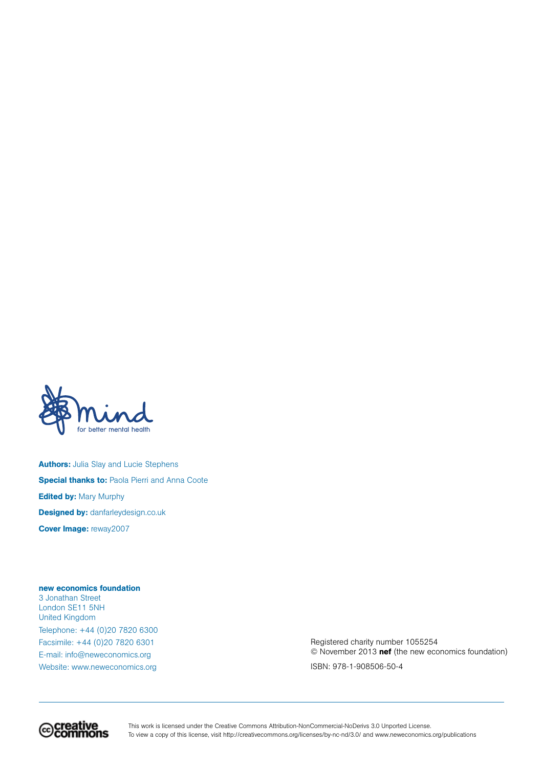mind

for better mental health

**Authors:** Julia Slay and Lucie Stephens

**Special thanks to:** Paola Pierri and Anna Coote

**Edited by:** Mary Murphy

**Designed by:** danfarleydesign.co.uk

**Cover Image:** reway2007

**new economics foundation**
3 Jonathan Street
London SE11 5NH
United Kingdom
Telephone: +44 (0)20 7820 6300
Facsimile: +44 (0)20 7820 6301
E-mail: info@neweconomics.org
Website: www.neweconomics.org

Registered charity number 1055254
© November 2013 **nef** (the new economics foundation)

ISBN: 978-1-908506-50-4

creative commons

This work is licensed under the Creative Commons Attribution-NonCommercial-NoDerivs 3.0 Unported License.
To view a copy of this license, visit http://creativecommons.org/licenses/by-nc-nd/3.0/ and www.neweconomics.org/publications